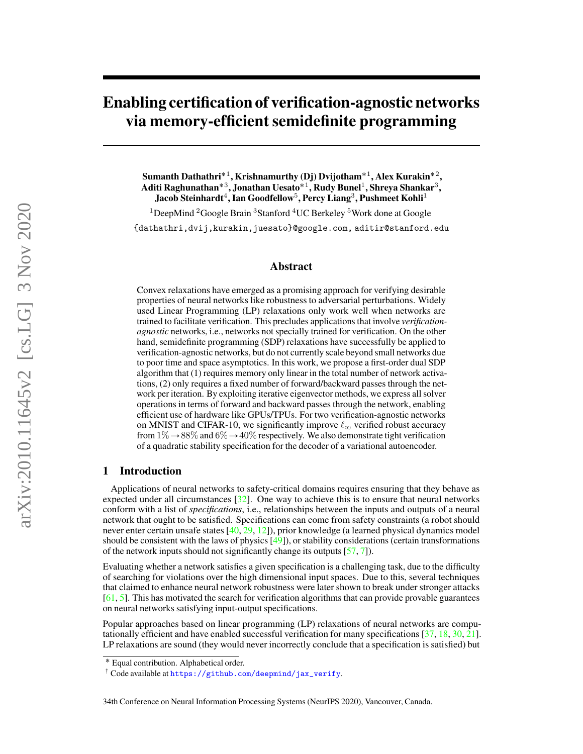# Enabling certification of verification-agnostic networks via memory-efficient semidefinite programming

**Sumanth Dathathri**[*1], **Krishnamurthy (Dj) Dvijotham**[*1], **Alex Kurakin**[*2], **Aditi Raghunathan**[*3], **Jonathan Uesato**[*1], **Rudy Bunel**[1], **Shreya Shankar**[3], **Jacob Steinhardt**[4], **Ian Goodfellow**[5], **Percy Liang**[3], **Pushmeet Kohli**[1]

[1]DeepMind [2]Google Brain [3]Stanford [4]UC Berkeley [5]Work done at Google

{dathathri,dvij,kurakin,juesato}@google.com, aditir@stanford.edu

## Abstract

Convex relaxations have emerged as a promising approach for verifying desirable properties of neural networks like robustness to adversarial perturbations. Widely used Linear Programming (LP) relaxations only work well when networks are trained to facilitate verification. This precludes applications that involve *verification-agnostic* networks, i.e., networks not specially trained for verification. On the other hand, semidefinite programming (SDP) relaxations have successfully be applied to verification-agnostic networks, but do not currently scale beyond small networks due to poor time and space asymptotics. In this work, we propose a first-order dual SDP algorithm that (1) requires memory only linear in the total number of network activations, (2) only requires a fixed number of forward/backward passes through the network per iteration. By exploiting iterative eigenvector methods, we express all solver operations in terms of forward and backward passes through the network, enabling efficient use of hardware like GPUs/TPUs. For two verification-agnostic networks on MNIST and CIFAR-10, we significantly improve $\ell_\infty$ verified robust accuracy from $1\% \rightarrow 88\%$ and $6\% \rightarrow 40\%$ respectively. We also demonstrate tight verification of a quadratic stability specification for the decoder of a variational autoencoder.

## 1 Introduction

Applications of neural networks to safety-critical domains requires ensuring that they behave as expected under all circumstances [32]. One way to achieve this is to ensure that neural networks conform with a list of *specifications*, i.e., relationships between the inputs and outputs of a neural network that ought to be satisfied. Specifications can come from safety constraints (a robot should never enter certain unsafe states [40, 29, 12]), prior knowledge (a learned physical dynamics model should be consistent with the laws of physics [49]), or stability considerations (certain transformations of the network inputs should not significantly change its outputs [57, 7]).

Evaluating whether a network satisfies a given specification is a challenging task, due to the difficulty of searching for violations over the high dimensional input spaces. Due to this, several techniques that claimed to enhance neural network robustness were later shown to break under stronger attacks [61, 5]. This has motivated the search for verification algorithms that can provide provable guarantees on neural networks satisfying input-output specifications.

Popular approaches based on linear programming (LP) relaxations of neural networks are computationally efficient and have enabled successful verification for many specifications [37, 18, 30, 21]. LP relaxations are sound (they would never incorrectly conclude that a specification is satisfied) but

---

* Equal contribution. Alphabetical order.

† Code available at https://github.com/deepmind/jax_verify.

34th Conference on Neural Information Processing Systems (NeurIPS 2020), Vancouver, Canada.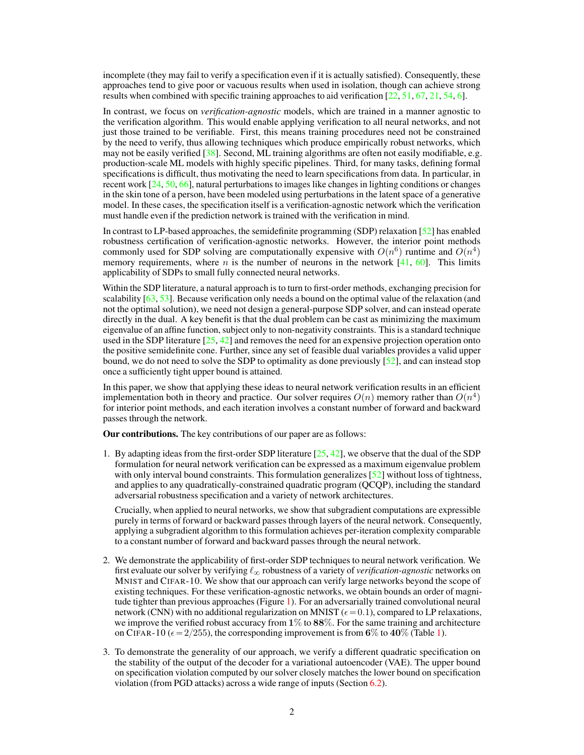incomplete (they may fail to verify a specification even if it is actually satisfied). Consequently, these approaches tend to give poor or vacuous results when used in isolation, though can achieve strong results when combined with specific training approaches to aid verification [22, 51, 67, 21, 54, 6].

In contrast, we focus on *verification-agnostic* models, which are trained in a manner agnostic to the verification algorithm. This would enable applying verification to all neural networks, and not just those trained to be verifiable. First, this means training procedures need not be constrained by the need to verify, thus allowing techniques which produce empirically robust networks, which may not be easily verified [38]. Second, ML training algorithms are often not easily modifiable, e.g. production-scale ML models with highly specific pipelines. Third, for many tasks, defining formal specifications is difficult, thus motivating the need to learn specifications from data. In particular, in recent work [24, 50, 66], natural perturbations to images like changes in lighting conditions or changes in the skin tone of a person, have been modeled using perturbations in the latent space of a generative model. In these cases, the specification itself is a verification-agnostic network which the verification must handle even if the prediction network is trained with the verification in mind.

In contrast to LP-based approaches, the semidefinite programming (SDP) relaxation [52] has enabled robustness certification of verification-agnostic networks. However, the interior point methods commonly used for SDP solving are computationally expensive with $O(n^6)$ runtime and $O(n^4)$ memory requirements, where $n$ is the number of neurons in the network [41, 60]. This limits applicability of SDPs to small fully connected neural networks.

Within the SDP literature, a natural approach is to turn to first-order methods, exchanging precision for scalability [63, 53]. Because verification only needs a bound on the optimal value of the relaxation (and not the optimal solution), we need not design a general-purpose SDP solver, and can instead operate directly in the dual. A key benefit is that the dual problem can be cast as minimizing the maximum eigenvalue of an affine function, subject only to non-negativity constraints. This is a standard technique used in the SDP literature [25, 42] and removes the need for an expensive projection operation onto the positive semidefinite cone. Further, since any set of feasible dual variables provides a valid upper bound, we do not need to solve the SDP to optimality as done previously [52], and can instead stop once a sufficiently tight upper bound is attained.

In this paper, we show that applying these ideas to neural network verification results in an efficient implementation both in theory and practice. Our solver requires $O(n)$ memory rather than $O(n^4)$ for interior point methods, and each iteration involves a constant number of forward and backward passes through the network.

**Our contributions.** The key contributions of our paper are as follows:

1. By adapting ideas from the first-order SDP literature [25, 42], we observe that the dual of the SDP formulation for neural network verification can be expressed as a maximum eigenvalue problem with only interval bound constraints. This formulation generalizes [52] without loss of tightness, and applies to any quadratically-constrained quadratic program (QCQP), including the standard adversarial robustness specification and a variety of network architectures.

   Crucially, when applied to neural networks, we show that subgradient computations are expressible purely in terms of forward or backward passes through layers of the neural network. Consequently, applying a subgradient algorithm to this formulation achieves per-iteration complexity comparable to a constant number of forward and backward passes through the neural network.

2. We demonstrate the applicability of first-order SDP techniques to neural network verification. We first evaluate our solver by verifying $\ell_\infty$ robustness of a variety of *verification-agnostic* networks on MNIST and CIFAR-10. We show that our approach can verify large networks beyond the scope of existing techniques. For these verification-agnostic networks, we obtain bounds an order of magnitude tighter than previous approaches (Figure 1). For an adversarially trained convolutional neural network (CNN) with no additional regularization on MNIST ($\epsilon = 0.1$), compared to LP relaxations, we improve the verified robust accuracy from **1**% to **88**%. For the same training and architecture on CIFAR-10 ($\epsilon = 2/255$), the corresponding improvement is from **6**% to **40**% (Table 1).

3. To demonstrate the generality of our approach, we verify a different quadratic specification on the stability of the output of the decoder for a variational autoencoder (VAE). The upper bound on specification violation computed by our solver closely matches the lower bound on specification violation (from PGD attacks) across a wide range of inputs (Section 6.2).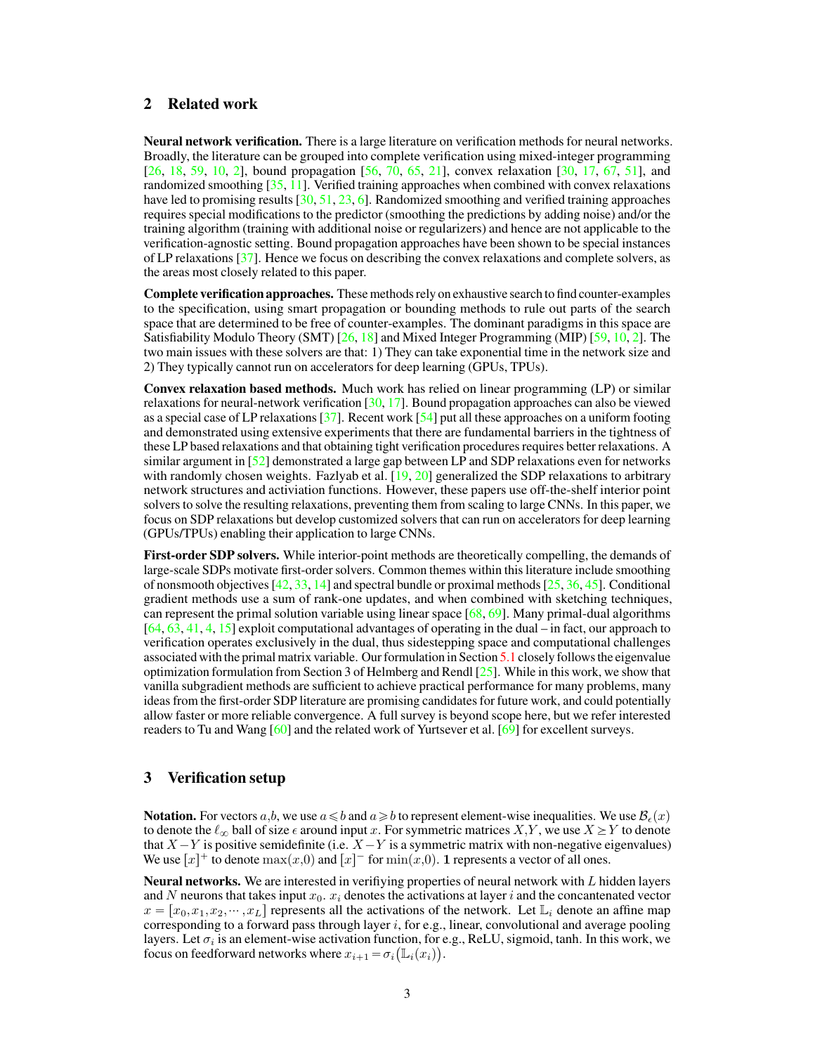## 2 Related work

**Neural network verification.** There is a large literature on verification methods for neural networks. Broadly, the literature can be grouped into complete verification using mixed-integer programming [26, 18, 59, 10, 2], bound propagation [56, 70, 65, 21], convex relaxation [30, 17, 67, 51], and randomized smoothing [35, 11]. Verified training approaches when combined with convex relaxations have led to promising results [30, 51, 23, 6]. Randomized smoothing and verified training approaches requires special modifications to the predictor (smoothing the predictions by adding noise) and/or the training algorithm (training with additional noise or regularizers) and hence are not applicable to the verification-agnostic setting. Bound propagation approaches have been shown to be special instances of LP relaxations [37]. Hence we focus on describing the convex relaxations and complete solvers, as the areas most closely related to this paper.

**Complete verification approaches.** These methods rely on exhaustive search to find counter-examples to the specification, using smart propagation or bounding methods to rule out parts of the search space that are determined to be free of counter-examples. The dominant paradigms in this space are Satisfiability Modulo Theory (SMT) [26, 18] and Mixed Integer Programming (MIP) [59, 10, 2]. The two main issues with these solvers are that: 1) They can take exponential time in the network size and 2) They typically cannot run on accelerators for deep learning (GPUs, TPUs).

**Convex relaxation based methods.** Much work has relied on linear programming (LP) or similar relaxations for neural-network verification [30, 17]. Bound propagation approaches can also be viewed as a special case of LP relaxations [37]. Recent work [54] put all these approaches on a uniform footing and demonstrated using extensive experiments that there are fundamental barriers in the tightness of these LP based relaxations and that obtaining tight verification procedures requires better relaxations. A similar argument in [52] demonstrated a large gap between LP and SDP relaxations even for networks with randomly chosen weights. Fazlyab et al. [19, 20] generalized the SDP relaxations to arbitrary network structures and activiation functions. However, these papers use off-the-shelf interior point solvers to solve the resulting relaxations, preventing them from scaling to large CNNs. In this paper, we focus on SDP relaxations but develop customized solvers that can run on accelerators for deep learning (GPUs/TPUs) enabling their application to large CNNs.

**First-order SDP solvers.** While interior-point methods are theoretically compelling, the demands of large-scale SDPs motivate first-order solvers. Common themes within this literature include smoothing of nonsmooth objectives [42, 33, 14] and spectral bundle or proximal methods [25, 36, 45]. Conditional gradient methods use a sum of rank-one updates, and when combined with sketching techniques, can represent the primal solution variable using linear space [68, 69]. Many primal-dual algorithms [64, 63, 41, 4, 15] exploit computational advantages of operating in the dual – in fact, our approach to verification operates exclusively in the dual, thus sidestepping space and computational challenges associated with the primal matrix variable. Our formulation in Section 5.1 closely follows the eigenvalue optimization formulation from Section 3 of Helmberg and Rendl [25]. While in this work, we show that vanilla subgradient methods are sufficient to achieve practical performance for many problems, many ideas from the first-order SDP literature are promising candidates for future work, and could potentially allow faster or more reliable convergence. A full survey is beyond scope here, but we refer interested readers to Tu and Wang [60] and the related work of Yurtsever et al. [69] for excellent surveys.

## 3 Verification setup

**Notation.** For vectors $a,b$, we use $a \leqslant b$ and $a \geqslant b$ to represent element-wise inequalities. We use $\mathcal{B}_\epsilon(x)$ to denote the $\ell_\infty$ ball of size $\epsilon$ around input $x$. For symmetric matrices $X,Y$, we use $X \succeq Y$ to denote that $X-Y$ is positive semidefinite (i.e. $X-Y$ is a symmetric matrix with non-negative eigenvalues) We use $[x]^+$ to denote $\max(x,0)$ and $[x]^-$ for $\min(x,0)$. $\mathbf{1}$ represents a vector of all ones.

**Neural networks.** We are interested in verifiying properties of neural network with $L$ hidden layers and $N$ neurons that takes input $x_0$. $x_i$ denotes the activations at layer $i$ and the concantenated vector $x = [x_0, x_1, x_2, \cdots, x_L]$ represents all the activations of the network. Let $\mathbb{L}_i$ denote an affine map corresponding to a forward pass through layer $i$, for e.g., linear, convolutional and average pooling layers. Let $\sigma_i$ is an element-wise activation function, for e.g., ReLU, sigmoid, tanh. In this work, we focus on feedforward networks where $x_{i+1} = \sigma_i\big(\mathbb{L}_i(x_i)\big)$.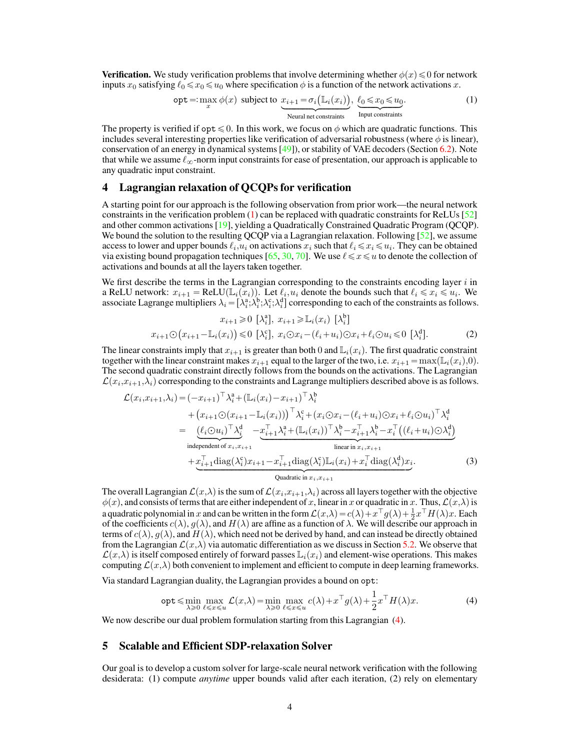**Verification.** We study verification problems that involve determining whether $\phi(x) \leqslant 0$ for network inputs $x_0$ satisfying $\ell_0 \leqslant x_0 \leqslant u_0$ where specification $\phi$ is a function of the network activations $x$.

$$\texttt{opt} =: \max_x \phi(x) \text{ subject to } \underbrace{x_{i+1} = \sigma_i\big(\mathbb{L}_i(x_i)\big)}_{\text{Neural net constraints}}, \; \underbrace{\ell_0 \leqslant x_0 \leqslant u_0}_{\text{Input constraints}}. \tag{1}$$

The property is verified if $\texttt{opt} \leqslant 0$. In this work, we focus on $\phi$ which are quadratic functions. This includes several interesting properties like verification of adversarial robustness (where $\phi$ is linear), conservation of an energy in dynamical systems [49]), or stability of VAE decoders (Section 6.2). Note that while we assume $\ell_\infty$-norm input constraints for ease of presentation, our approach is applicable to any quadratic input constraint.

## 4 Lagrangian relaxation of QCQPs for verification

A starting point for our approach is the following observation from prior work—the neural network constraints in the verification problem (1) can be replaced with quadratic constraints for ReLUs [52] and other common activations [19], yielding a Quadratically Constrained Quadratic Program (QCQP). We bound the solution to the resulting QCQP via a Lagrangian relaxation. Following [52], we assume access to lower and upper bounds $\ell_i, u_i$ on activations $x_i$ such that $\ell_i \leqslant x_i \leqslant u_i$. They can be obtained via existing bound propagation techniques [65, 30, 70]. We use $\ell \leqslant x \leqslant u$ to denote the collection of activations and bounds at all the layers taken together.

We first describe the terms in the Lagrangian corresponding to the constraints encoding layer $i$ in a ReLU network: $x_{i+1} = \text{ReLU}(\mathbb{L}_i(x_i))$. Let $\ell_i, u_i$ denote the bounds such that $\ell_i \leqslant x_i \leqslant u_i$. We associate Lagrange multipliers $\lambda_i = [\lambda_i^{\text{a}}; \lambda_i^{\text{b}}; \lambda_i^{\text{c}}; \lambda_i^{\text{d}}]$ corresponding to each of the constraints as follows.

$$\begin{gathered} x_{i+1} \geqslant 0 \;[\lambda_i^{\text{a}}], \; x_{i+1} \geqslant \mathbb{L}_i(x_i) \;[\lambda_i^{\text{b}}] \\ x_{i+1} \odot \big(x_{i+1} - \mathbb{L}_i(x_i)\big) \leqslant 0 \;[\lambda_i^{\text{c}}], \; x_i \odot x_i - (\ell_i + u_i) \odot x_i + \ell_i \odot u_i \leqslant 0 \;[\lambda_i^{\text{d}}]. \end{gathered} \tag{2}$$

The linear constraints imply that $x_{i+1}$ is greater than both $0$ and $\mathbb{L}_i(x_i)$. The first quadratic constraint together with the linear constraint makes $x_{i+1}$ equal to the larger of the two, i.e. $x_{i+1} = \max(\mathbb{L}_i(x_i), 0)$. The second quadratic constraint directly follows from the bounds on the activations. The Lagrangian $\mathcal{L}(x_i, x_{i+1}, \lambda_i)$ corresponding to the constraints and Lagrange multipliers described above is as follows.

$$\begin{aligned} \mathcal{L}(x_i, x_{i+1}, \lambda_i) &= (-x_{i+1})^\top \lambda_i^{\text{a}} + (\mathbb{L}_i(x_i) - x_{i+1})^\top \lambda_i^{\text{b}} \\ &\quad + \big(x_{i+1} \odot (x_{i+1} - \mathbb{L}_i(x_i))\big)^\top \lambda_i^{\text{c}} + (x_i \odot x_i - (\ell_i + u_i) \odot x_i + \ell_i \odot u_i)^\top \lambda_i^{\text{d}} \\ &= \underbrace{(\ell_i \odot u_i)^\top \lambda_i^{\text{d}}}_{\text{independent of } x_i, x_{i+1}} \; \underbrace{- x_{i+1}^\top \lambda_i^{\text{a}} + (\mathbb{L}_i(x_i))^\top \lambda_i^{\text{b}} - x_{i+1}^\top \lambda_i^{\text{b}} - x_i^\top \big((\ell_i + u_i) \odot \lambda_i^{\text{d}}\big)}_{\text{linear in } x_i, x_{i+1}} \\ &\quad + \underbrace{x_{i+1}^\top \text{diag}(\lambda_i^{\text{c}}) x_{i+1} - x_{i+1}^\top \text{diag}(\lambda_i^{\text{c}}) \mathbb{L}_i(x_i) + x_i^\top \text{diag}(\lambda_i^{\text{d}}) x_i}_{\text{Quadratic in } x_i, x_{i+1}}. \end{aligned} \tag{3}$$

The overall Lagrangian $\mathcal{L}(x, \lambda)$ is the sum of $\mathcal{L}(x_i, x_{i+1}, \lambda_i)$ across all layers together with the objective $\phi(x)$, and consists of terms that are either independent of $x$, linear in $x$ or quadratic in $x$. Thus, $\mathcal{L}(x, \lambda)$ is a quadratic polynomial in $x$ and can be written in the form $\mathcal{L}(x, \lambda) = c(\lambda) + x^\top g(\lambda) + \frac{1}{2} x^\top H(\lambda) x$. Each of the coefficients $c(\lambda)$, $g(\lambda)$, and $H(\lambda)$ are affine as a function of $\lambda$. We will describe our approach in terms of $c(\lambda)$, $g(\lambda)$, and $H(\lambda)$, which need not be derived by hand, and can instead be directly obtained from the Lagrangian $\mathcal{L}(x, \lambda)$ via automatic differentiation as we discuss in Section 5.2. We observe that $\mathcal{L}(x, \lambda)$ is itself composed entirely of forward passes $\mathbb{L}_i(x_i)$ and element-wise operations. This makes computing $\mathcal{L}(x, \lambda)$ both convenient to implement and efficient to compute in deep learning frameworks.

Via standard Lagrangian duality, the Lagrangian provides a bound on $\texttt{opt}$:

$$\texttt{opt} \leqslant \min_{\lambda \geqslant 0} \max_{\ell \leqslant x \leqslant u} \mathcal{L}(x, \lambda) = \min_{\lambda \geqslant 0} \max_{\ell \leqslant x \leqslant u} c(\lambda) + x^\top g(\lambda) + \frac{1}{2} x^\top H(\lambda) x. \tag{4}$$

We now describe our dual problem formulation starting from this Lagrangian (4).

## 5 Scalable and Efficient SDP-relaxation Solver

Our goal is to develop a custom solver for large-scale neural network verification with the following desiderata: (1) compute *anytime* upper bounds valid after each iteration, (2) rely on elementary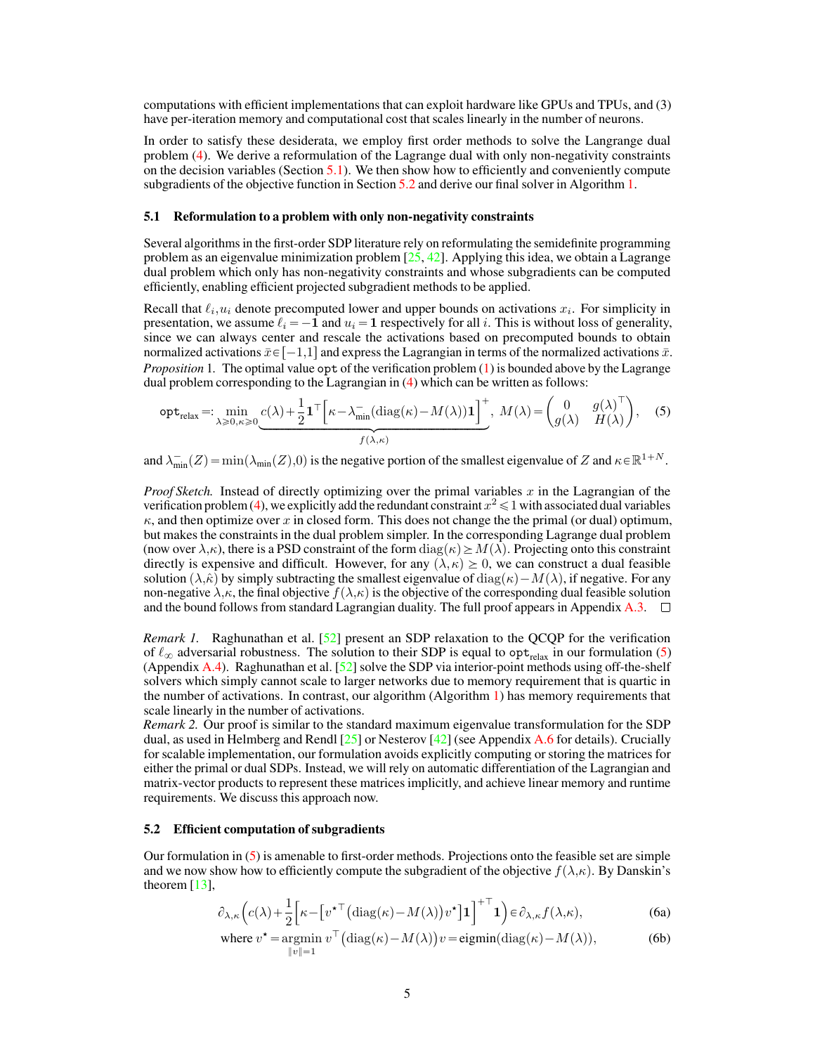computations with efficient implementations that can exploit hardware like GPUs and TPUs, and (3) have per-iteration memory and computational cost that scales linearly in the number of neurons.

In order to satisfy these desiderata, we employ first order methods to solve the Langrange dual problem (4). We derive a reformulation of the Lagrange dual with only non-negativity constraints on the decision variables (Section 5.1). We then show how to efficiently and conveniently compute subgradients of the objective function in Section 5.2 and derive our final solver in Algorithm 1.

### 5.1 Reformulation to a problem with only non-negativity constraints

Several algorithms in the first-order SDP literature rely on reformulating the semidefinite programming problem as an eigenvalue minimization problem [25, 42]. Applying this idea, we obtain a Lagrange dual problem which only has non-negativity constraints and whose subgradients can be computed efficiently, enabling efficient projected subgradient methods to be applied.

Recall that $\ell_i, u_i$ denote precomputed lower and upper bounds on activations $x_i$. For simplicity in presentation, we assume $\ell_i = -\mathbf{1}$ and $u_i = \mathbf{1}$ respectively for all $i$. This is without loss of generality, since we can always center and rescale the activations based on precomputed bounds to obtain normalized activations $\bar{x} \in [-1,1]$ and express the Lagrangian in terms of the normalized activations $\bar{x}$.

*Proposition* 1. The optimal value $\mathtt{opt}$ of the verification problem (1) is bounded above by the Lagrange dual problem corresponding to the Lagrangian in (4) which can be written as follows:

$$\mathtt{opt}_{\text{relax}} =: \min_{\lambda \geqslant 0, \kappa \geqslant 0} \underbrace{c(\lambda) + \frac{1}{2}\mathbf{1}^\top \left[\kappa - \lambda_{\min}^{-}(\operatorname{diag}(\kappa) - M(\lambda))\mathbf{1}\right]^{+}}_{f(\lambda,\kappa)}, \; M(\lambda) = \begin{pmatrix} 0 & g(\lambda)^\top \\ g(\lambda) & H(\lambda) \end{pmatrix}, \quad (5)$$

and $\lambda_{\min}^{-}(Z) = \min(\lambda_{\min}(Z), 0)$ is the negative portion of the smallest eigenvalue of $Z$ and $\kappa \in \mathbb{R}^{1+N}$.

*Proof Sketch.* Instead of directly optimizing over the primal variables $x$ in the Lagrangian of the verification problem (4), we explicitly add the redundant constraint $x^2 \leqslant 1$ with associated dual variables $\kappa$, and then optimize over $x$ in closed form. This does not change the the primal (or dual) optimum, but makes the constraints in the dual problem simpler. In the corresponding Lagrange dual problem (now over $\lambda, \kappa$), there is a PSD constraint of the form $\operatorname{diag}(\kappa) \succeq M(\lambda)$. Projecting onto this constraint directly is expensive and difficult. However, for any $(\lambda, \kappa) \geq 0$, we can construct a dual feasible solution $(\lambda, \hat{\kappa})$ by simply subtracting the smallest eigenvalue of $\operatorname{diag}(\kappa) - M(\lambda)$, if negative. For any non-negative $\lambda, \kappa$, the final objective $f(\lambda, \kappa)$ is the objective of the corresponding dual feasible solution and the bound follows from standard Lagrangian duality. The full proof appears in Appendix A.3. □

*Remark 1.* Raghunathan et al. [52] present an SDP relaxation to the QCQP for the verification of $\ell_\infty$ adversarial robustness. The solution to their SDP is equal to $\mathtt{opt}_{\text{relax}}$ in our formulation (5) (Appendix A.4). Raghunathan et al. [52] solve the SDP via interior-point methods using off-the-shelf solvers which simply cannot scale to larger networks due to memory requirement that is quartic in the number of activations. In contrast, our algorithm (Algorithm 1) has memory requirements that scale linearly in the number of activations.

*Remark 2.* Our proof is similar to the standard maximum eigenvalue transformulation for the SDP dual, as used in Helmberg and Rendl [25] or Nesterov [42] (see Appendix A.6 for details). Crucially for scalable implementation, our formulation avoids explicitly computing or storing the matrices for either the primal or dual SDPs. Instead, we will rely on automatic differentiation of the Lagrangian and matrix-vector products to represent these matrices implicitly, and achieve linear memory and runtime requirements. We discuss this approach now.

### 5.2 Efficient computation of subgradients

Our formulation in (5) is amenable to first-order methods. Projections onto the feasible set are simple and we now show how to efficiently compute the subgradient of the objective $f(\lambda, \kappa)$. By Danskin's theorem [13],

$$\partial_{\lambda,\kappa}\left(c(\lambda) + \frac{1}{2}\left[\kappa - \left[v^{\star\top}\left(\operatorname{diag}(\kappa) - M(\lambda)\right)v^{\star}\right]\mathbf{1}\right]^{+\top}\mathbf{1}\right) \in \partial_{\lambda,\kappa} f(\lambda,\kappa), \quad \text{(6a)}$$

$$\text{where } v^{\star} = \underset{\|v\|=1}{\operatorname{argmin}}\; v^\top\left(\operatorname{diag}(\kappa) - M(\lambda)\right)v = \mathbf{eigmin}(\operatorname{diag}(\kappa) - M(\lambda)), \quad \text{(6b)}$$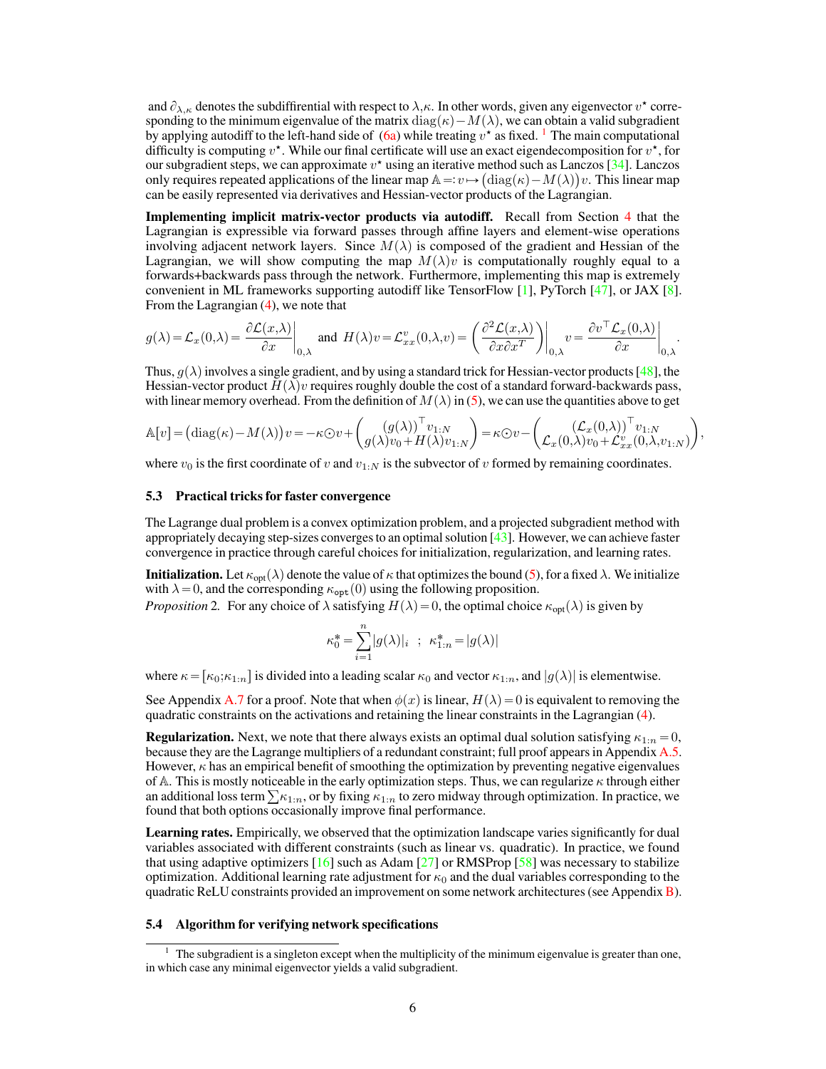and $\partial_{\lambda,\kappa}$ denotes the subdiffrential with respect to $\lambda,\kappa$. In other words, given any eigenvector $v^\star$ corresponding to the minimum eigenvalue of the matrix $\mathrm{diag}(\kappa)-M(\lambda)$, we can obtain a valid subgradient by applying autodiff to the left-hand side of (6a) while treating $v^\star$ as fixed. [1] The main computational difficulty is computing $v^\star$. While our final certificate will use an exact eigendecomposition for $v^\star$, for our subgradient steps, we can approximate $v^\star$ using an iterative method such as Lanczos [34]. Lanczos only requires repeated applications of the linear map $\mathbb{A} =: v \mapsto \big(\mathrm{diag}(\kappa)-M(\lambda)\big)v$. This linear map can be easily represented via derivatives and Hessian-vector products of the Lagrangian.

**Implementing implicit matrix-vector products via autodiff.** Recall from Section 4 that the Lagrangian is expressible via forward passes through affine layers and element-wise operations involving adjacent network layers. Since $M(\lambda)$ is composed of the gradient and Hessian of the Lagrangian, we will show computing the map $M(\lambda)v$ is computationally roughly equal to a forwards+backwards pass through the network. Furthermore, implementing this map is extremely convenient in ML frameworks supporting autodiff like TensorFlow [1], PyTorch [47], or JAX [8]. From the Lagrangian (4), we note that

$$g(\lambda) = \mathcal{L}_x(0,\lambda) = \left.\frac{\partial \mathcal{L}(x,\lambda)}{\partial x}\right|_{0,\lambda} \text{ and } H(\lambda)v = \mathcal{L}_{xx}^v(0,\lambda,v) = \left.\left(\frac{\partial^2 \mathcal{L}(x,\lambda)}{\partial x \partial x^T}\right)\right|_{0,\lambda} v = \left.\frac{\partial v^\top \mathcal{L}_x(0,\lambda)}{\partial x}\right|_{0,\lambda}.$$

Thus, $g(\lambda)$ involves a single gradient, and by using a standard trick for Hessian-vector products [48], the Hessian-vector product $H(\lambda)v$ requires roughly double the cost of a standard forward-backwards pass, with linear memory overhead. From the definition of $M(\lambda)$ in (5), we can use the quantities above to get

$$\mathbb{A}[v] = \big(\mathrm{diag}(\kappa)-M(\lambda)\big)v = -\kappa \odot v + \begin{pmatrix} (g(\lambda))^\top v_{1:N} \\ g(\lambda)v_0 + H(\lambda)v_{1:N} \end{pmatrix} = \kappa \odot v - \begin{pmatrix} (\mathcal{L}_x(0,\lambda))^\top v_{1:N} \\ \mathcal{L}_x(0,\lambda)v_0 + \mathcal{L}_{xx}^v(0,\lambda,v_{1:N}) \end{pmatrix},$$

where $v_0$ is the first coordinate of $v$ and $v_{1:N}$ is the subvector of $v$ formed by remaining coordinates.

### 5.3 Practical tricks for faster convergence

The Lagrange dual problem is a convex optimization problem, and a projected subgradient method with appropriately decaying step-sizes converges to an optimal solution [43]. However, we can achieve faster convergence in practice through careful choices for initialization, regularization, and learning rates.

**Initialization.** Let $\kappa_{\mathrm{opt}}(\lambda)$ denote the value of $\kappa$ that optimizes the bound (5), for a fixed $\lambda$. We initialize with $\lambda = 0$, and the corresponding $\kappa_{\mathtt{opt}}(0)$ using the following proposition.

*Proposition* 2. For any choice of $\lambda$ satisfying $H(\lambda) = 0$, the optimal choice $\kappa_{\mathrm{opt}}(\lambda)$ is given by

$$\kappa_0^* = \sum_{i=1}^n |g(\lambda)|_i \quad ; \quad \kappa_{1:n}^* = |g(\lambda)|$$

where $\kappa = [\kappa_0; \kappa_{1:n}]$ is divided into a leading scalar $\kappa_0$ and vector $\kappa_{1:n}$, and $|g(\lambda)|$ is elementwise.

See Appendix A.7 for a proof. Note that when $\phi(x)$ is linear, $H(\lambda) = 0$ is equivalent to removing the quadratic constraints on the activations and retaining the linear constraints in the Lagrangian (4).

**Regularization.** Next, we note that there always exists an optimal dual solution satisfying $\kappa_{1:n} = 0$, because they are the Lagrange multipliers of a redundant constraint; full proof appears in Appendix A.5. However, $\kappa$ has an empirical benefit of smoothing the optimization by preventing negative eigenvalues of $\mathbb{A}$. This is mostly noticeable in the early optimization steps. Thus, we can regularize $\kappa$ through either an additional loss term $\sum \kappa_{1:n}$, or by fixing $\kappa_{1:n}$ to zero midway through optimization. In practice, we found that both options occasionally improve final performance.

**Learning rates.** Empirically, we observed that the optimization landscape varies significantly for dual variables associated with different constraints (such as linear vs. quadratic). In practice, we found that using adaptive optimizers [16] such as Adam [27] or RMSProp [58] was necessary to stabilize optimization. Additional learning rate adjustment for $\kappa_0$ and the dual variables corresponding to the quadratic ReLU constraints provided an improvement on some network architectures (see Appendix B).

### 5.4 Algorithm for verifying network specifications

[1] The subgradient is a singleton except when the multiplicity of the minimum eigenvalue is greater than one, in which case any minimal eigenvector yields a valid subgradient.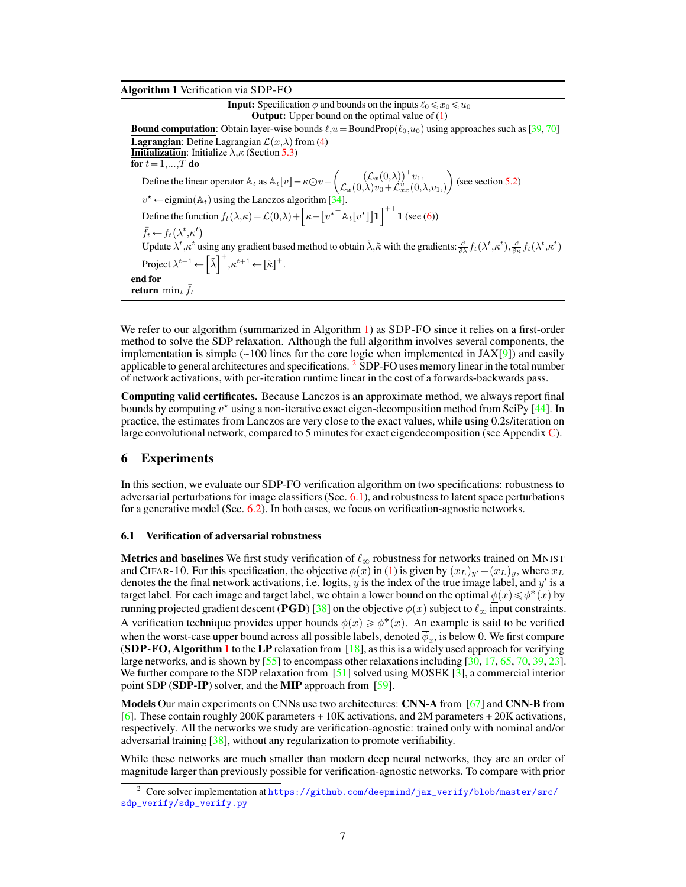**Algorithm 1** Verification via SDP-FO

**Input:** Specification $\phi$ and bounds on the inputs $\ell_0 \leqslant x_0 \leqslant u_0$
**Output:** Upper bound on the optimal value of (1)

**Bound computation**: Obtain layer-wise bounds $\ell, u = \text{BoundProp}(\ell_0, u_0)$ using approaches such as [39, 70]
**Lagrangian**: Define Lagrangian $\mathcal{L}(x, \lambda)$ from (4)
**Initialization**: Initialize $\lambda, \kappa$ (Section 5.3)
**for** $t = 1, \ldots, T$ **do**
  Define the linear operator $\mathbb{A}_t$ as $\mathbb{A}_t[v] = \kappa \odot v - \begin{pmatrix} (\mathcal{L}_x(0,\lambda))^\top v_{1:} \\ \mathcal{L}_x(0,\lambda) v_0 + \mathcal{L}_{xx}^v(0,\lambda,v_{1:}) \end{pmatrix}$ (see section 5.2)
  $v^\star \leftarrow \text{eigmin}(\mathbb{A}_t)$ using the Lanczos algorithm [34].
  Define the function $f_t(\lambda, \kappa) = \mathcal{L}(0, \lambda) + \left[\kappa - \left[v^{\star\top} \mathbb{A}_t[v^\star]\right] \mathbf{1}\right]^{+\top} \mathbf{1}$ (see (6))
  $\bar{f}_t \leftarrow f_t(\lambda^t, \kappa^t)$
  Update $\lambda^t, \kappa^t$ using any gradient based method to obtain $\tilde{\lambda}, \tilde{\kappa}$ with the gradients: $\frac{\partial}{\partial \lambda} f_t(\lambda^t, \kappa^t), \frac{\partial}{\partial \kappa} f_t(\lambda^t, \kappa^t)$
  Project $\lambda^{t+1} \leftarrow \left[\tilde{\lambda}\right]^+, \kappa^{t+1} \leftarrow [\tilde{\kappa}]^+$.
**end for**
**return** $\min_t \bar{f}_t$

We refer to our algorithm (summarized in Algorithm 1) as SDP-FO since it relies on a first-order method to solve the SDP relaxation. Although the full algorithm involves several components, the implementation is simple (~100 lines for the core logic when implemented in JAX[9]) and easily applicable to general architectures and specifications. [2] SDP-FO uses memory linear in the total number of network activations, with per-iteration runtime linear in the cost of a forwards-backwards pass.

**Computing valid certificates.** Because Lanczos is an approximate method, we always report final bounds by computing $v^\star$ using a non-iterative exact eigen-decomposition method from SciPy [44]. In practice, the estimates from Lanczos are very close to the exact values, while using 0.2s/iteration on large convolutional network, compared to 5 minutes for exact eigendecomposition (see Appendix C).

## 6 Experiments

In this section, we evaluate our SDP-FO verification algorithm on two specifications: robustness to adversarial perturbations for image classifiers (Sec. 6.1), and robustness to latent space perturbations for a generative model (Sec. 6.2). In both cases, we focus on verification-agnostic networks.

### 6.1 Verification of adversarial robustness

**Metrics and baselines** We first study verification of $\ell_\infty$ robustness for networks trained on MNIST and CIFAR-10. For this specification, the objective $\phi(x)$ in (1) is given by $(x_L)_{y'} - (x_L)_y$, where $x_L$ denotes the the final network activations, i.e. logits, $y$ is the index of the true image label, and $y'$ is a target label. For each image and target label, we obtain a lower bound on the optimal $\underline{\phi}(x) \leqslant \phi^*(x)$ by running projected gradient descent (**PGD**) [38] on the objective $\phi(x)$ subject to $\ell_\infty$ input constraints. A verification technique provides upper bounds $\overline{\phi}(x) \geqslant \phi^*(x)$. An example is said to be verified when the worst-case upper bound across all possible labels, denoted $\overline{\phi}_x$, is below 0. We first compare (**SDP-FO, Algorithm 1**) to the **LP** relaxation from [18], as this is a widely used approach for verifying large networks, and is shown by [55] to encompass other relaxations including [30, 17, 65, 70, 39, 23]. We further compare to the SDP relaxation from [51] solved using MOSEK [3], a commercial interior point SDP (**SDP-IP**) solver, and the **MIP** approach from [59].

**Models** Our main experiments on CNNs use two architectures: **CNN-A** from [67] and **CNN-B** from [6]. These contain roughly 200K parameters + 10K activations, and 2M parameters + 20K activations, respectively. All the networks we study are verification-agnostic: trained only with nominal and/or adversarial training [38], without any regularization to promote verifiability.

While these networks are much smaller than modern deep neural networks, they are an order of magnitude larger than previously possible for verification-agnostic networks. To compare with prior

[2] Core solver implementation at https://github.com/deepmind/jax_verify/blob/master/src/sdp_verify/sdp_verify.py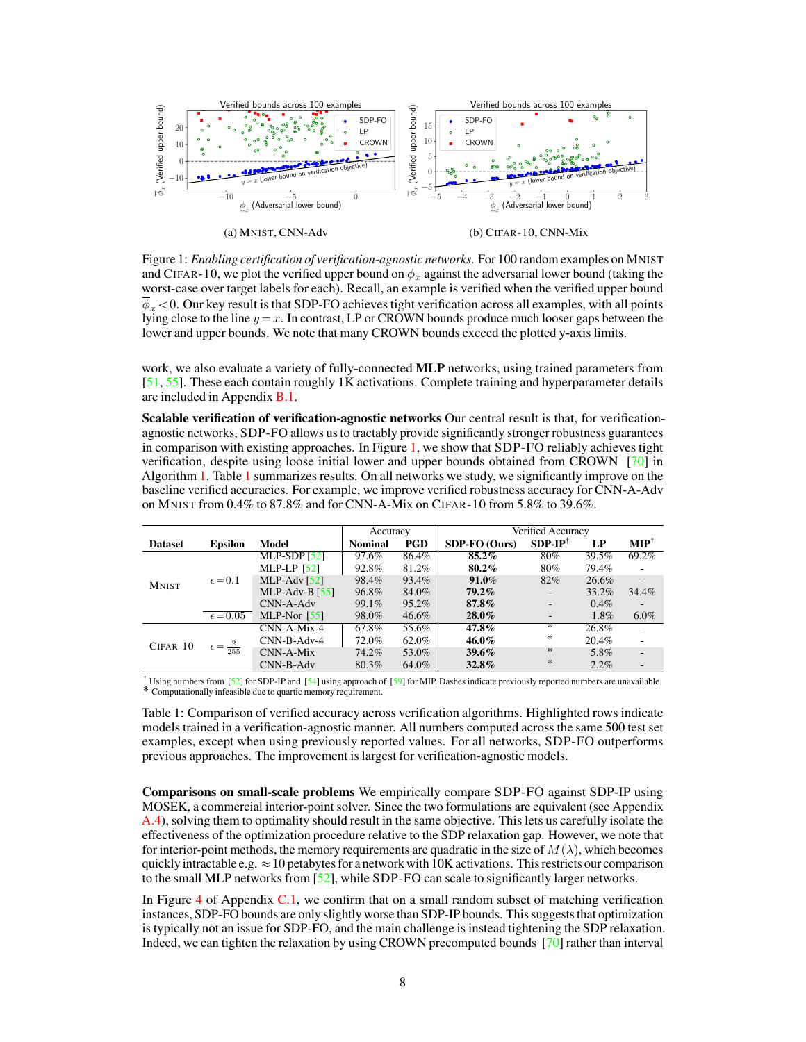(a) MNIST, CNN-Adv

(b) CIFAR-10, CNN-Mix

Figure 1: *Enabling certification of verification-agnostic networks.* For 100 random examples on MNIST and CIFAR-10, we plot the verified upper bound on $\phi_x$ against the adversarial lower bound (taking the worst-case over target labels for each). Recall, an example is verified when the verified upper bound $\overline{\phi}_x < 0$. Our key result is that SDP-FO achieves tight verification across all examples, with all points lying close to the line $y = x$. In contrast, LP or CROWN bounds produce much looser gaps between the lower and upper bounds. We note that many CROWN bounds exceed the plotted y-axis limits.

work, we also evaluate a variety of fully-connected **MLP** networks, using trained parameters from [51, 55]. These each contain roughly 1K activations. Complete training and hyperparameter details are included in Appendix B.1.

**Scalable verification of verification-agnostic networks** Our central result is that, for verification-agnostic networks, SDP-FO allows us to tractably provide significantly stronger robustness guarantees in comparison with existing approaches. In Figure 1, we show that SDP-FO reliably achieves tight verification, despite using loose initial lower and upper bounds obtained from CROWN [70] in Algorithm 1. Table 1 summarizes results. On all networks we study, we significantly improve on the baseline verified accuracies. For example, we improve verified robustness accuracy for CNN-A-Adv on MNIST from 0.4% to 87.8% and for CNN-A-Mix on CIFAR-10 from 5.8% to 39.6%.

| Dataset | Epsilon | Model | Accuracy | | Verified Accuracy | | | |
|---|---|---|---|---|---|---|---|---|
| | | | Nominal | PGD | SDP-FO (Ours) | SDP-IP† | LP | MIP† |
| MNIST | $\epsilon = 0.1$ | MLP-SDP [52] | 97.6% | 86.4% | **85.2%** | 80% | 39.5% | 69.2% |
| | | MLP-LP [52] | 92.8% | 81.2% | **80.2%** | 80% | 79.4% | - |
| | | MLP-Adv [52] | 98.4% | 93.4% | **91.0%** | 82% | 26.6% | - |
| | | MLP-Adv-B [55] | 96.8% | 84.0% | **79.2%** | - | 33.2% | 34.4% |
| | | CNN-A-Adv | 99.1% | 95.2% | **87.8%** | - | 0.4% | - |
| | $\epsilon = 0.05$ | MLP-Nor [55] | 98.0% | 46.6% | **28.0%** | - | 1.8% | 6.0% |
| CIFAR-10 | $\epsilon = \frac{2}{255}$ | CNN-A-Mix-4 | 67.8% | 55.6% | **47.8%** | * | 26.8% | - |
| | | CNN-B-Adv-4 | 72.0% | 62.0% | **46.0%** | * | 20.4% | - |
| | | CNN-A-Mix | 74.2% | 53.0% | **39.6%** | * | 5.8% | - |
| | | CNN-B-Adv | 80.3% | 64.0% | **32.8%** | * | 2.2% | - |

† Using numbers from [52] for SDP-IP and [54] using approach of [59] for MIP. Dashes indicate previously reported numbers are unavailable.
* Computationally infeasible due to quartic memory requirement.

Table 1: Comparison of verified accuracy across verification algorithms. Highlighted rows indicate models trained in a verification-agnostic manner. All numbers computed across the same 500 test set examples, except when using previously reported values. For all networks, SDP-FO outperforms previous approaches. The improvement is largest for verification-agnostic models.

**Comparisons on small-scale problems** We empirically compare SDP-FO against SDP-IP using MOSEK, a commercial interior-point solver. Since the two formulations are equivalent (see Appendix A.4), solving them to optimality should result in the same objective. This lets us carefully isolate the effectiveness of the optimization procedure relative to the SDP relaxation gap. However, we note that for interior-point methods, the memory requirements are quadratic in the size of $M(\lambda)$, which becomes quickly intractable e.g. $\approx 10$ petabytes for a network with 10K activations. This restricts our comparison to the small MLP networks from [52], while SDP-FO can scale to significantly larger networks.

In Figure 4 of Appendix C.1, we confirm that on a small random subset of matching verification instances, SDP-FO bounds are only slightly worse than SDP-IP bounds. This suggests that optimization is typically not an issue for SDP-FO, and the main challenge is instead tightening the SDP relaxation. Indeed, we can tighten the relaxation by using CROWN precomputed bounds [70] rather than interval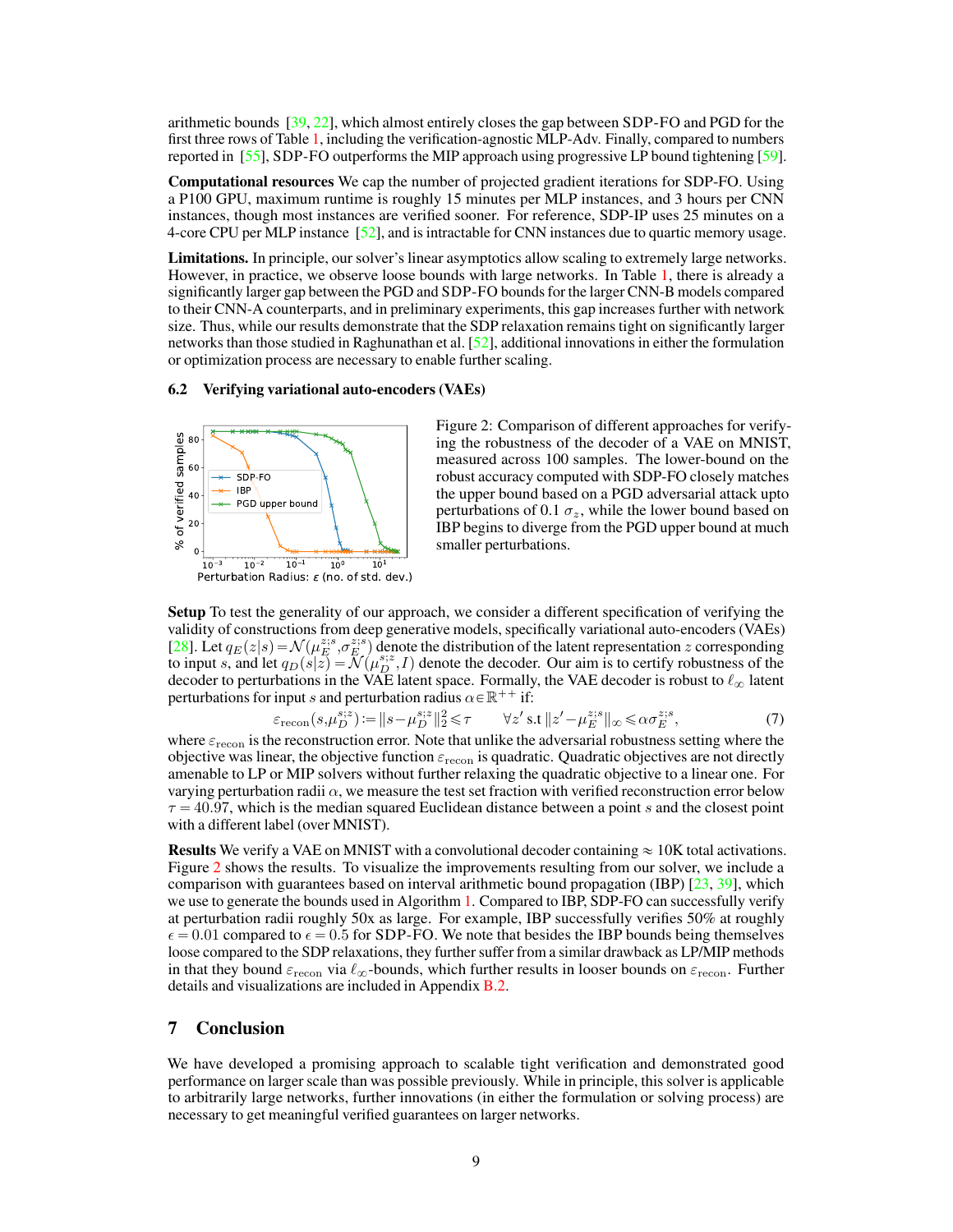arithmetic bounds [39, 22], which almost entirely closes the gap between SDP-FO and PGD for the first three rows of Table 1, including the verification-agnostic MLP-Adv. Finally, compared to numbers reported in [55], SDP-FO outperforms the MIP approach using progressive LP bound tightening [59].

**Computational resources** We cap the number of projected gradient iterations for SDP-FO. Using a P100 GPU, maximum runtime is roughly 15 minutes per MLP instances, and 3 hours per CNN instances, though most instances are verified sooner. For reference, SDP-IP uses 25 minutes on a 4-core CPU per MLP instance [52], and is intractable for CNN instances due to quartic memory usage.

**Limitations.** In principle, our solver's linear asymptotics allow scaling to extremely large networks. However, in practice, we observe loose bounds with large networks. In Table 1, there is already a significantly larger gap between the PGD and SDP-FO bounds for the larger CNN-B models compared to their CNN-A counterparts, and in preliminary experiments, this gap increases further with network size. Thus, while our results demonstrate that the SDP relaxation remains tight on significantly larger networks than those studied in Raghunathan et al. [52], additional innovations in either the formulation or optimization process are necessary to enable further scaling.

### 6.2 Verifying variational auto-encoders (VAEs)

Figure 2: Comparison of different approaches for verifying the robustness of the decoder of a VAE on MNIST, measured across 100 samples. The lower-bound on the robust accuracy computed with SDP-FO closely matches the upper bound based on a PGD adversarial attack upto perturbations of 0.1 $\sigma_z$, while the lower bound based on IBP begins to diverge from the PGD upper bound at much smaller perturbations.

**Setup** To test the generality of our approach, we consider a different specification of verifying the validity of constructions from deep generative models, specifically variational auto-encoders (VAEs) [28]. Let $q_E(z|s)=\mathcal{N}(\mu_E^{z;s},\sigma_E^{z;s})$ denote the distribution of the latent representation $z$ corresponding to input $s$, and let $q_D(s|z)=\mathcal{N}(\mu_D^{s;z},I)$ denote the decoder. Our aim is to certify robustness of the decoder to perturbations in the VAE latent space. Formally, the VAE decoder is robust to $\ell_\infty$ latent perturbations for input $s$ and perturbation radius $\alpha\in\mathbb{R}^{++}$ if:

$$\varepsilon_{\text{recon}}(s,\mu_D^{s;z}):=\|s-\mu_D^{s;z}\|_2^2\leqslant\tau \qquad \forall z' \text{ s.t } \|z'-\mu_E^{z;s}\|_\infty\leqslant\alpha\sigma_E^{z;s}, \tag{7}$$

where $\varepsilon_{\text{recon}}$ is the reconstruction error. Note that unlike the adversarial robustness setting where the objective was linear, the objective function $\varepsilon_{\text{recon}}$ is quadratic. Quadratic objectives are not directly amenable to LP or MIP solvers without further relaxing the quadratic objective to a linear one. For varying perturbation radii $\alpha$, we measure the test set fraction with verified reconstruction error below $\tau=40.97$, which is the median squared Euclidean distance between a point $s$ and the closest point with a different label (over MNIST).

**Results** We verify a VAE on MNIST with a convolutional decoder containing $\approx$ 10K total activations. Figure 2 shows the results. To visualize the improvements resulting from our solver, we include a comparison with guarantees based on interval arithmetic bound propagation (IBP) [23, 39], which we use to generate the bounds used in Algorithm 1. Compared to IBP, SDP-FO can successfully verify at perturbation radii roughly 50x as large. For example, IBP successfully verifies 50% at roughly $\epsilon=0.01$ compared to $\epsilon=0.5$ for SDP-FO. We note that besides the IBP bounds being themselves loose compared to the SDP relaxations, they further suffer from a similar drawback as LP/MIP methods in that they bound $\varepsilon_{\text{recon}}$ via $\ell_\infty$-bounds, which further results in looser bounds on $\varepsilon_{\text{recon}}$. Further details and visualizations are included in Appendix B.2.

## 7 Conclusion

We have developed a promising approach to scalable tight verification and demonstrated good performance on larger scale than was possible previously. While in principle, this solver is applicable to arbitrarily large networks, further innovations (in either the formulation or solving process) are necessary to get meaningful verified guarantees on larger networks.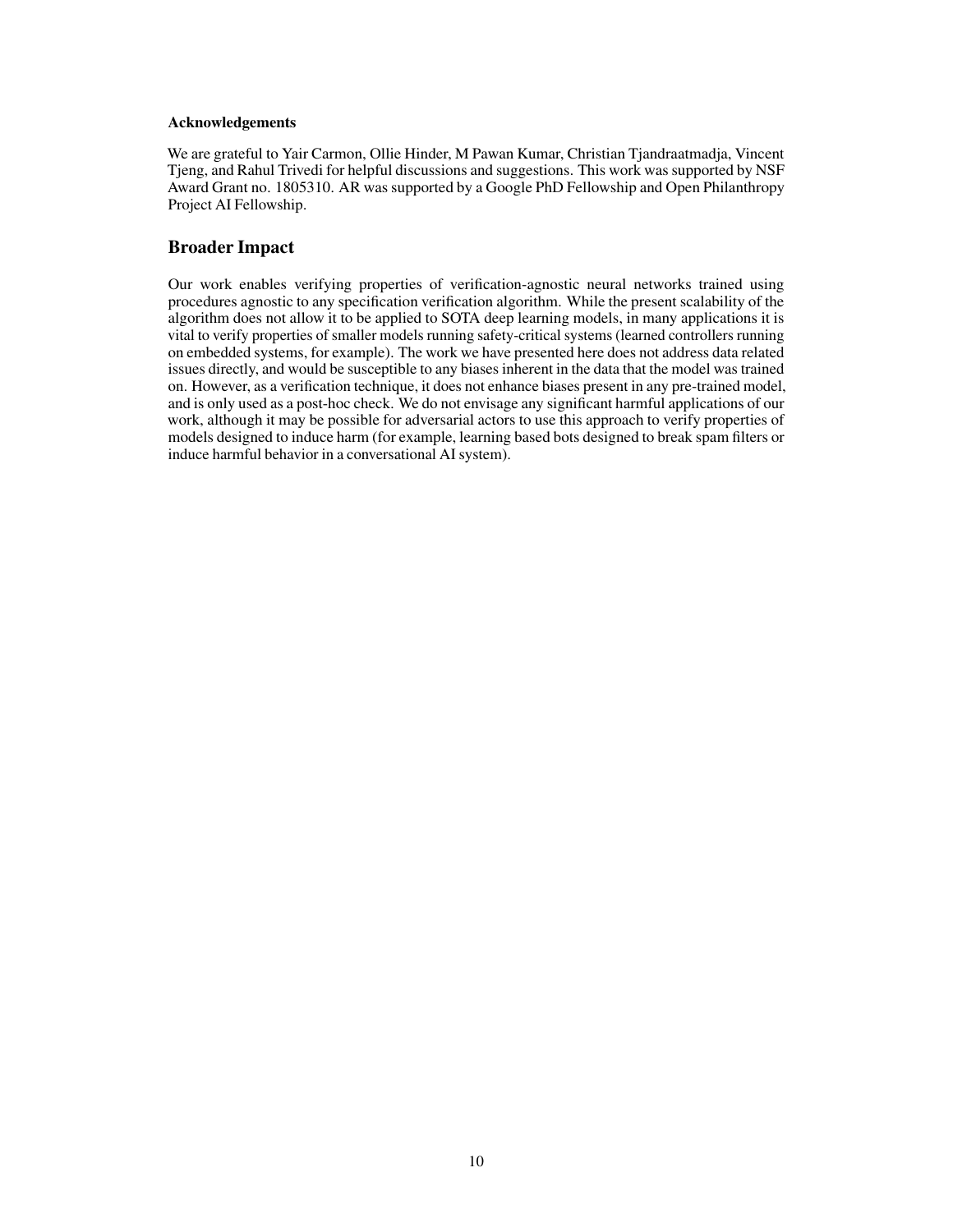#### Acknowledgements

We are grateful to Yair Carmon, Ollie Hinder, M Pawan Kumar, Christian Tjandraatmadja, Vincent Tjeng, and Rahul Trivedi for helpful discussions and suggestions. This work was supported by NSF Award Grant no. 1805310. AR was supported by a Google PhD Fellowship and Open Philanthropy Project AI Fellowship.

## Broader Impact

Our work enables verifying properties of verification-agnostic neural networks trained using procedures agnostic to any specification verification algorithm. While the present scalability of the algorithm does not allow it to be applied to SOTA deep learning models, in many applications it is vital to verify properties of smaller models running safety-critical systems (learned controllers running on embedded systems, for example). The work we have presented here does not address data related issues directly, and would be susceptible to any biases inherent in the data that the model was trained on. However, as a verification technique, it does not enhance biases present in any pre-trained model, and is only used as a post-hoc check. We do not envisage any significant harmful applications of our work, although it may be possible for adversarial actors to use this approach to verify properties of models designed to induce harm (for example, learning based bots designed to break spam filters or induce harmful behavior in a conversational AI system).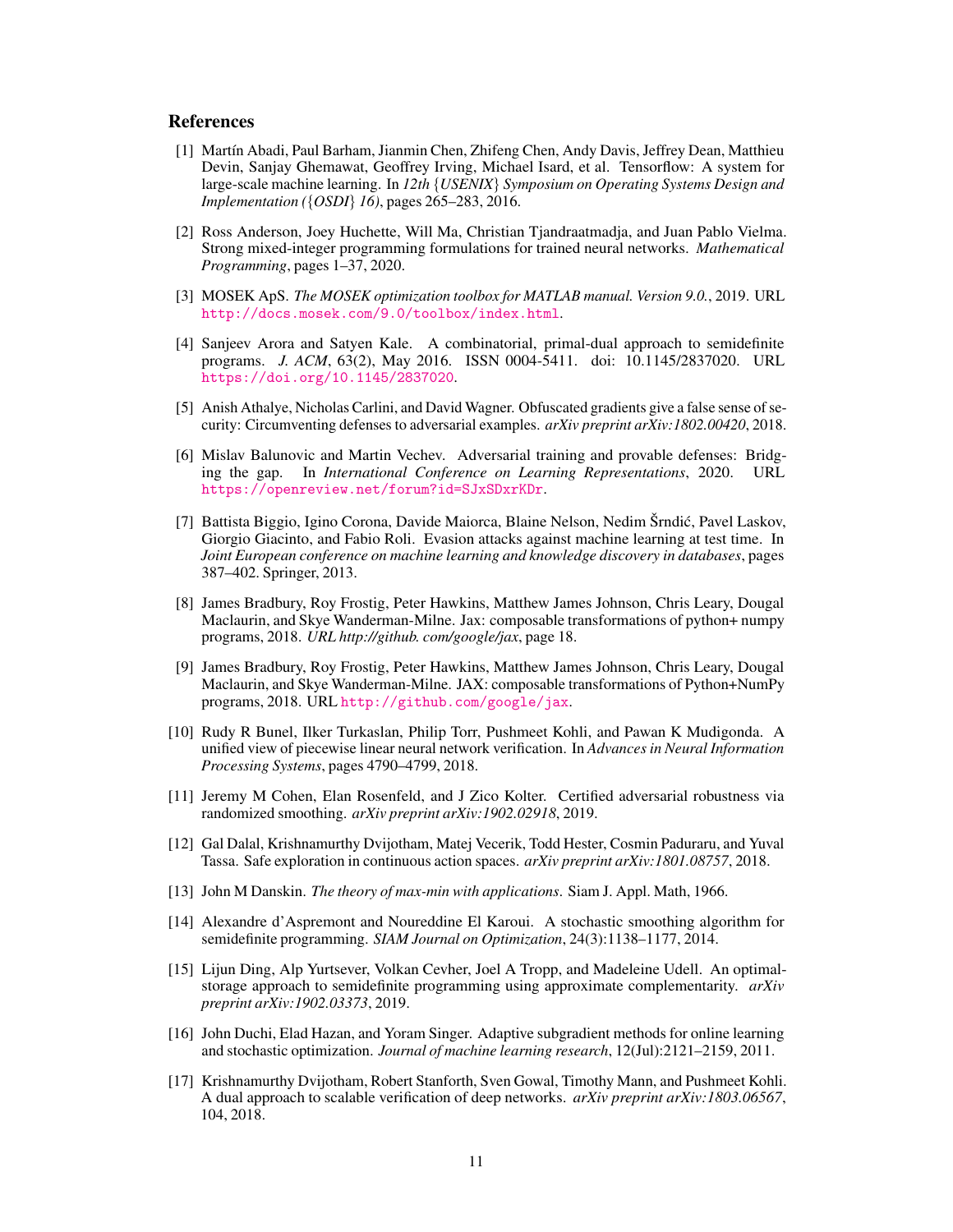## References

[1] Martín Abadi, Paul Barham, Jianmin Chen, Zhifeng Chen, Andy Davis, Jeffrey Dean, Matthieu Devin, Sanjay Ghemawat, Geoffrey Irving, Michael Isard, et al. Tensorflow: A system for large-scale machine learning. In *12th {USENIX} Symposium on Operating Systems Design and Implementation ({OSDI} 16)*, pages 265–283, 2016.

[2] Ross Anderson, Joey Huchette, Will Ma, Christian Tjandraatmadja, and Juan Pablo Vielma. Strong mixed-integer programming formulations for trained neural networks. *Mathematical Programming*, pages 1–37, 2020.

[3] MOSEK ApS. *The MOSEK optimization toolbox for MATLAB manual. Version 9.0.*, 2019. URL http://docs.mosek.com/9.0/toolbox/index.html.

[4] Sanjeev Arora and Satyen Kale. A combinatorial, primal-dual approach to semidefinite programs. *J. ACM*, 63(2), May 2016. ISSN 0004-5411. doi: 10.1145/2837020. URL https://doi.org/10.1145/2837020.

[5] Anish Athalye, Nicholas Carlini, and David Wagner. Obfuscated gradients give a false sense of security: Circumventing defenses to adversarial examples. *arXiv preprint arXiv:1802.00420*, 2018.

[6] Mislav Balunovic and Martin Vechev. Adversarial training and provable defenses: Bridging the gap. In *International Conference on Learning Representations*, 2020. URL https://openreview.net/forum?id=SJxSDxrKDr.

[7] Battista Biggio, Igino Corona, Davide Maiorca, Blaine Nelson, Nedim Šrndić, Pavel Laskov, Giorgio Giacinto, and Fabio Roli. Evasion attacks against machine learning at test time. In *Joint European conference on machine learning and knowledge discovery in databases*, pages 387–402. Springer, 2013.

[8] James Bradbury, Roy Frostig, Peter Hawkins, Matthew James Johnson, Chris Leary, Dougal Maclaurin, and Skye Wanderman-Milne. Jax: composable transformations of python+ numpy programs, 2018. *URL http://github. com/google/jax*, page 18.

[9] James Bradbury, Roy Frostig, Peter Hawkins, Matthew James Johnson, Chris Leary, Dougal Maclaurin, and Skye Wanderman-Milne. JAX: composable transformations of Python+NumPy programs, 2018. URL http://github.com/google/jax.

[10] Rudy R Bunel, Ilker Turkaslan, Philip Torr, Pushmeet Kohli, and Pawan K Mudigonda. A unified view of piecewise linear neural network verification. In *Advances in Neural Information Processing Systems*, pages 4790–4799, 2018.

[11] Jeremy M Cohen, Elan Rosenfeld, and J Zico Kolter. Certified adversarial robustness via randomized smoothing. *arXiv preprint arXiv:1902.02918*, 2019.

[12] Gal Dalal, Krishnamurthy Dvijotham, Matej Vecerik, Todd Hester, Cosmin Paduraru, and Yuval Tassa. Safe exploration in continuous action spaces. *arXiv preprint arXiv:1801.08757*, 2018.

[13] John M Danskin. *The theory of max-min with applications*. Siam J. Appl. Math, 1966.

[14] Alexandre d'Aspremont and Noureddine El Karoui. A stochastic smoothing algorithm for semidefinite programming. *SIAM Journal on Optimization*, 24(3):1138–1177, 2014.

[15] Lijun Ding, Alp Yurtsever, Volkan Cevher, Joel A Tropp, and Madeleine Udell. An optimal-storage approach to semidefinite programming using approximate complementarity. *arXiv preprint arXiv:1902.03373*, 2019.

[16] John Duchi, Elad Hazan, and Yoram Singer. Adaptive subgradient methods for online learning and stochastic optimization. *Journal of machine learning research*, 12(Jul):2121–2159, 2011.

[17] Krishnamurthy Dvijotham, Robert Stanforth, Sven Gowal, Timothy Mann, and Pushmeet Kohli. A dual approach to scalable verification of deep networks. *arXiv preprint arXiv:1803.06567*, 104, 2018.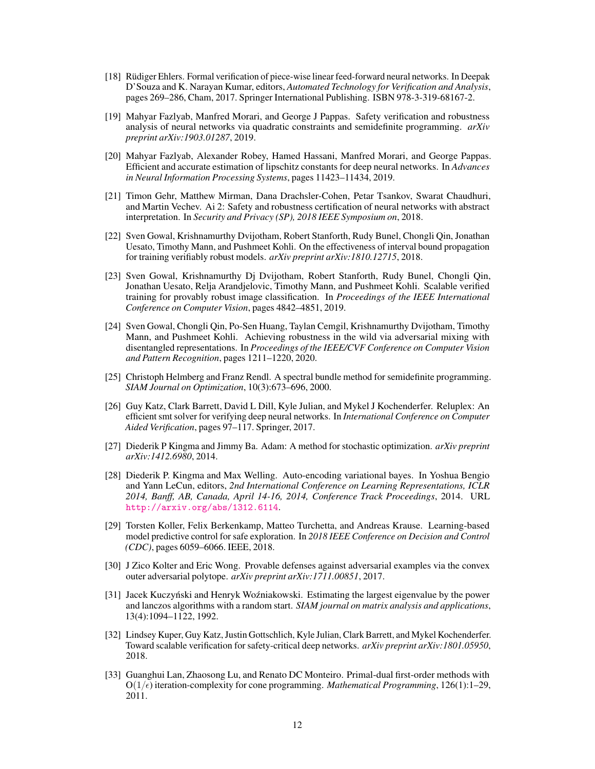[18] Rüdiger Ehlers. Formal verification of piece-wise linear feed-forward neural networks. In Deepak D'Souza and K. Narayan Kumar, editors, *Automated Technology for Verification and Analysis*, pages 269–286, Cham, 2017. Springer International Publishing. ISBN 978-3-319-68167-2.

[19] Mahyar Fazlyab, Manfred Morari, and George J Pappas. Safety verification and robustness analysis of neural networks via quadratic constraints and semidefinite programming. *arXiv preprint arXiv:1903.01287*, 2019.

[20] Mahyar Fazlyab, Alexander Robey, Hamed Hassani, Manfred Morari, and George Pappas. Efficient and accurate estimation of lipschitz constants for deep neural networks. In *Advances in Neural Information Processing Systems*, pages 11423–11434, 2019.

[21] Timon Gehr, Matthew Mirman, Dana Drachsler-Cohen, Petar Tsankov, Swarat Chaudhuri, and Martin Vechev. Ai 2: Safety and robustness certification of neural networks with abstract interpretation. In *Security and Privacy (SP), 2018 IEEE Symposium on*, 2018.

[22] Sven Gowal, Krishnamurthy Dvijotham, Robert Stanforth, Rudy Bunel, Chongli Qin, Jonathan Uesato, Timothy Mann, and Pushmeet Kohli. On the effectiveness of interval bound propagation for training verifiably robust models. *arXiv preprint arXiv:1810.12715*, 2018.

[23] Sven Gowal, Krishnamurthy Dj Dvijotham, Robert Stanforth, Rudy Bunel, Chongli Qin, Jonathan Uesato, Relja Arandjelovic, Timothy Mann, and Pushmeet Kohli. Scalable verified training for provably robust image classification. In *Proceedings of the IEEE International Conference on Computer Vision*, pages 4842–4851, 2019.

[24] Sven Gowal, Chongli Qin, Po-Sen Huang, Taylan Cemgil, Krishnamurthy Dvijotham, Timothy Mann, and Pushmeet Kohli. Achieving robustness in the wild via adversarial mixing with disentangled representations. In *Proceedings of the IEEE/CVF Conference on Computer Vision and Pattern Recognition*, pages 1211–1220, 2020.

[25] Christoph Helmberg and Franz Rendl. A spectral bundle method for semidefinite programming. *SIAM Journal on Optimization*, 10(3):673–696, 2000.

[26] Guy Katz, Clark Barrett, David L Dill, Kyle Julian, and Mykel J Kochenderfer. Reluplex: An efficient smt solver for verifying deep neural networks. In *International Conference on Computer Aided Verification*, pages 97–117. Springer, 2017.

[27] Diederik P Kingma and Jimmy Ba. Adam: A method for stochastic optimization. *arXiv preprint arXiv:1412.6980*, 2014.

[28] Diederik P. Kingma and Max Welling. Auto-encoding variational bayes. In Yoshua Bengio and Yann LeCun, editors, *2nd International Conference on Learning Representations, ICLR 2014, Banff, AB, Canada, April 14-16, 2014, Conference Track Proceedings*, 2014. URL http://arxiv.org/abs/1312.6114.

[29] Torsten Koller, Felix Berkenkamp, Matteo Turchetta, and Andreas Krause. Learning-based model predictive control for safe exploration. In *2018 IEEE Conference on Decision and Control (CDC)*, pages 6059–6066. IEEE, 2018.

[30] J Zico Kolter and Eric Wong. Provable defenses against adversarial examples via the convex outer adversarial polytope. *arXiv preprint arXiv:1711.00851*, 2017.

[31] Jacek Kuczyński and Henryk Woźniakowski. Estimating the largest eigenvalue by the power and lanczos algorithms with a random start. *SIAM journal on matrix analysis and applications*, 13(4):1094–1122, 1992.

[32] Lindsey Kuper, Guy Katz, Justin Gottschlich, Kyle Julian, Clark Barrett, and Mykel Kochenderfer. Toward scalable verification for safety-critical deep networks. *arXiv preprint arXiv:1801.05950*, 2018.

[33] Guanghui Lan, Zhaosong Lu, and Renato DC Monteiro. Primal-dual first-order methods with $O(1/\epsilon)$ iteration-complexity for cone programming. *Mathematical Programming*, 126(1):1–29, 2011.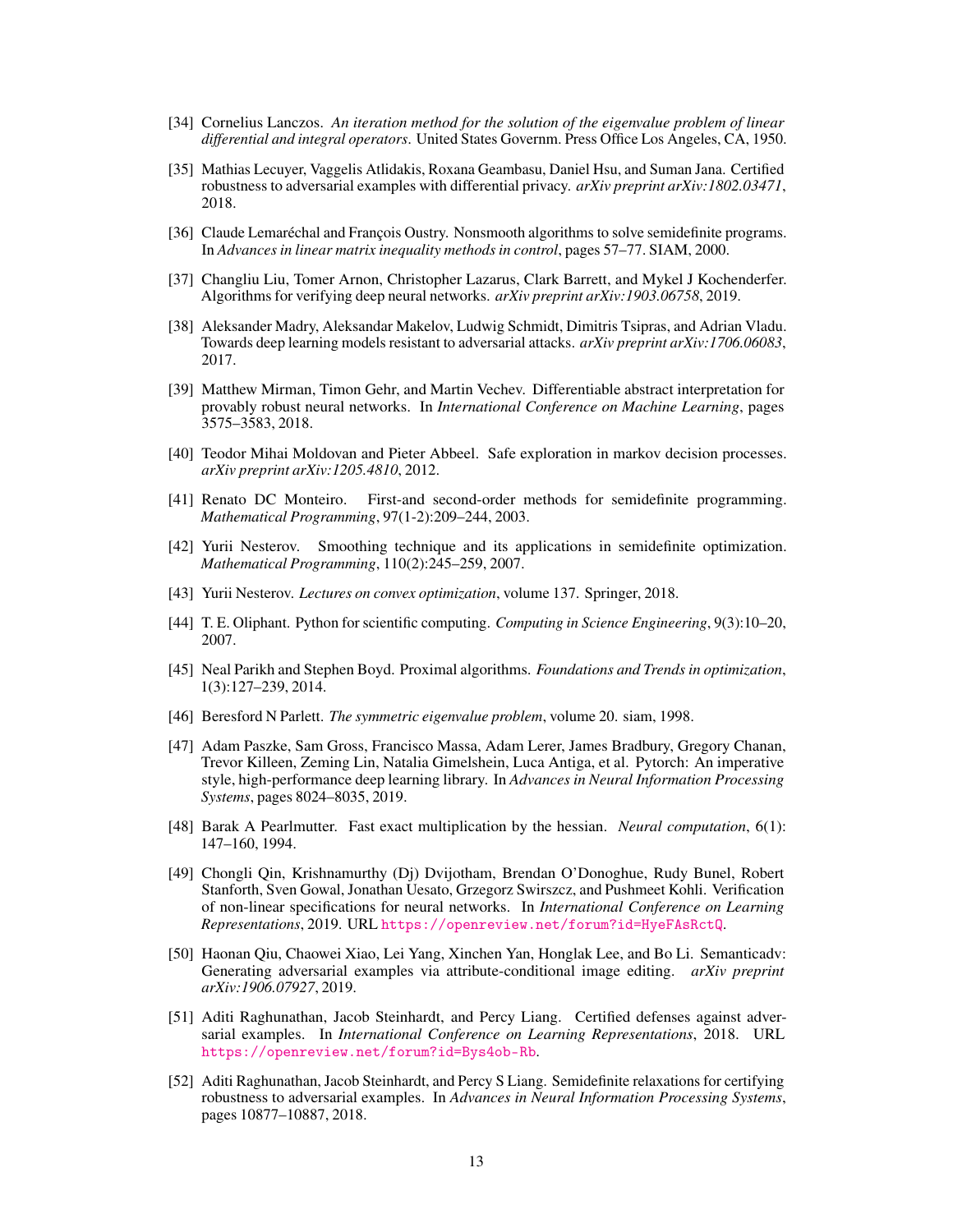[34] Cornelius Lanczos. *An iteration method for the solution of the eigenvalue problem of linear differential and integral operators*. United States Governm. Press Office Los Angeles, CA, 1950.

[35] Mathias Lecuyer, Vaggelis Atlidakis, Roxana Geambasu, Daniel Hsu, and Suman Jana. Certified robustness to adversarial examples with differential privacy. *arXiv preprint arXiv:1802.03471*, 2018.

[36] Claude Lemaréchal and François Oustry. Nonsmooth algorithms to solve semidefinite programs. In *Advances in linear matrix inequality methods in control*, pages 57–77. SIAM, 2000.

[37] Changliu Liu, Tomer Arnon, Christopher Lazarus, Clark Barrett, and Mykel J Kochenderfer. Algorithms for verifying deep neural networks. *arXiv preprint arXiv:1903.06758*, 2019.

[38] Aleksander Madry, Aleksandar Makelov, Ludwig Schmidt, Dimitris Tsipras, and Adrian Vladu. Towards deep learning models resistant to adversarial attacks. *arXiv preprint arXiv:1706.06083*, 2017.

[39] Matthew Mirman, Timon Gehr, and Martin Vechev. Differentiable abstract interpretation for provably robust neural networks. In *International Conference on Machine Learning*, pages 3575–3583, 2018.

[40] Teodor Mihai Moldovan and Pieter Abbeel. Safe exploration in markov decision processes. *arXiv preprint arXiv:1205.4810*, 2012.

[41] Renato DC Monteiro. First-and second-order methods for semidefinite programming. *Mathematical Programming*, 97(1-2):209–244, 2003.

[42] Yurii Nesterov. Smoothing technique and its applications in semidefinite optimization. *Mathematical Programming*, 110(2):245–259, 2007.

[43] Yurii Nesterov. *Lectures on convex optimization*, volume 137. Springer, 2018.

[44] T. E. Oliphant. Python for scientific computing. *Computing in Science Engineering*, 9(3):10–20, 2007.

[45] Neal Parikh and Stephen Boyd. Proximal algorithms. *Foundations and Trends in optimization*, 1(3):127–239, 2014.

[46] Beresford N Parlett. *The symmetric eigenvalue problem*, volume 20. siam, 1998.

[47] Adam Paszke, Sam Gross, Francisco Massa, Adam Lerer, James Bradbury, Gregory Chanan, Trevor Killeen, Zeming Lin, Natalia Gimelshein, Luca Antiga, et al. Pytorch: An imperative style, high-performance deep learning library. In *Advances in Neural Information Processing Systems*, pages 8024–8035, 2019.

[48] Barak A Pearlmutter. Fast exact multiplication by the hessian. *Neural computation*, 6(1): 147–160, 1994.

[49] Chongli Qin, Krishnamurthy (Dj) Dvijotham, Brendan O'Donoghue, Rudy Bunel, Robert Stanforth, Sven Gowal, Jonathan Uesato, Grzegorz Swirszcz, and Pushmeet Kohli. Verification of non-linear specifications for neural networks. In *International Conference on Learning Representations*, 2019. URL https://openreview.net/forum?id=HyeFAsRctQ.

[50] Haonan Qiu, Chaowei Xiao, Lei Yang, Xinchen Yan, Honglak Lee, and Bo Li. Semanticadv: Generating adversarial examples via attribute-conditional image editing. *arXiv preprint arXiv:1906.07927*, 2019.

[51] Aditi Raghunathan, Jacob Steinhardt, and Percy Liang. Certified defenses against adversarial examples. In *International Conference on Learning Representations*, 2018. URL https://openreview.net/forum?id=Bys4ob-Rb.

[52] Aditi Raghunathan, Jacob Steinhardt, and Percy S Liang. Semidefinite relaxations for certifying robustness to adversarial examples. In *Advances in Neural Information Processing Systems*, pages 10877–10887, 2018.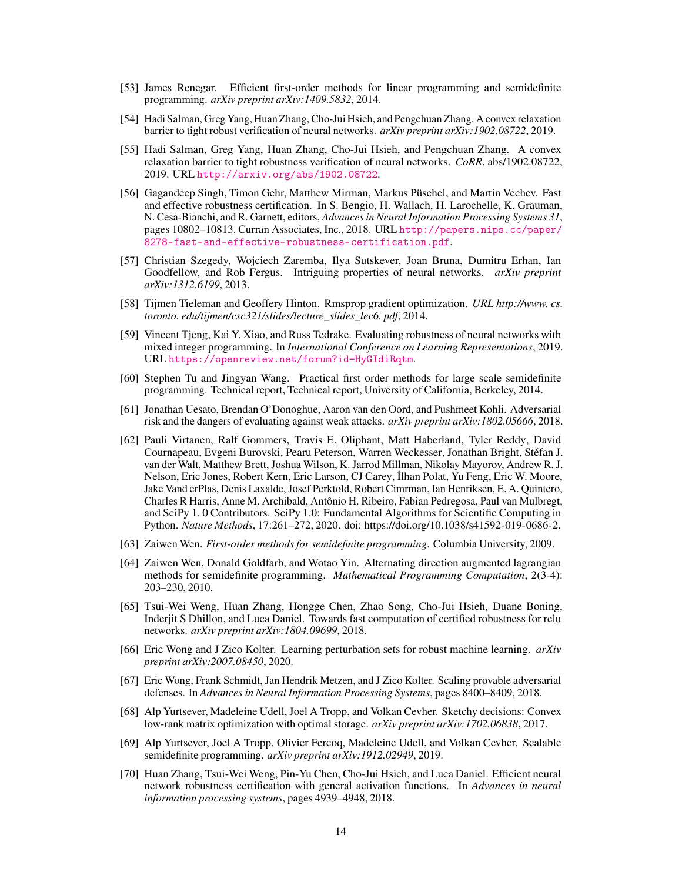[53] James Renegar. Efficient first-order methods for linear programming and semidefinite programming. *arXiv preprint arXiv:1409.5832*, 2014.

[54] Hadi Salman, Greg Yang, Huan Zhang, Cho-Jui Hsieh, and Pengchuan Zhang. A convex relaxation barrier to tight robust verification of neural networks. *arXiv preprint arXiv:1902.08722*, 2019.

[55] Hadi Salman, Greg Yang, Huan Zhang, Cho-Jui Hsieh, and Pengchuan Zhang. A convex relaxation barrier to tight robustness verification of neural networks. *CoRR*, abs/1902.08722, 2019. URL http://arxiv.org/abs/1902.08722.

[56] Gagandeep Singh, Timon Gehr, Matthew Mirman, Markus Püschel, and Martin Vechev. Fast and effective robustness certification. In S. Bengio, H. Wallach, H. Larochelle, K. Grauman, N. Cesa-Bianchi, and R. Garnett, editors, *Advances in Neural Information Processing Systems 31*, pages 10802–10813. Curran Associates, Inc., 2018. URL http://papers.nips.cc/paper/8278-fast-and-effective-robustness-certification.pdf.

[57] Christian Szegedy, Wojciech Zaremba, Ilya Sutskever, Joan Bruna, Dumitru Erhan, Ian Goodfellow, and Rob Fergus. Intriguing properties of neural networks. *arXiv preprint arXiv:1312.6199*, 2013.

[58] Tijmen Tieleman and Geoffery Hinton. Rmsprop gradient optimization. *URL http://www. cs. toronto. edu/tijmen/csc321/slides/lecture_slides_lec6. pdf*, 2014.

[59] Vincent Tjeng, Kai Y. Xiao, and Russ Tedrake. Evaluating robustness of neural networks with mixed integer programming. In *International Conference on Learning Representations*, 2019. URL https://openreview.net/forum?id=HyGIdiRqtm.

[60] Stephen Tu and Jingyan Wang. Practical first order methods for large scale semidefinite programming. Technical report, Technical report, University of California, Berkeley, 2014.

[61] Jonathan Uesato, Brendan O'Donoghue, Aaron van den Oord, and Pushmeet Kohli. Adversarial risk and the dangers of evaluating against weak attacks. *arXiv preprint arXiv:1802.05666*, 2018.

[62] Pauli Virtanen, Ralf Gommers, Travis E. Oliphant, Matt Haberland, Tyler Reddy, David Cournapeau, Evgeni Burovski, Pearu Peterson, Warren Weckesser, Jonathan Bright, Stéfan J. van der Walt, Matthew Brett, Joshua Wilson, K. Jarrod Millman, Nikolay Mayorov, Andrew R. J. Nelson, Eric Jones, Robert Kern, Eric Larson, CJ Carey, İlhan Polat, Yu Feng, Eric W. Moore, Jake Vand erPlas, Denis Laxalde, Josef Perktold, Robert Cimrman, Ian Henriksen, E. A. Quintero, Charles R Harris, Anne M. Archibald, Antônio H. Ribeiro, Fabian Pedregosa, Paul van Mulbregt, and SciPy 1. 0 Contributors. SciPy 1.0: Fundamental Algorithms for Scientific Computing in Python. *Nature Methods*, 17:261–272, 2020. doi: https://doi.org/10.1038/s41592-019-0686-2.

[63] Zaiwen Wen. *First-order methods for semidefinite programming*. Columbia University, 2009.

[64] Zaiwen Wen, Donald Goldfarb, and Wotao Yin. Alternating direction augmented lagrangian methods for semidefinite programming. *Mathematical Programming Computation*, 2(3-4): 203–230, 2010.

[65] Tsui-Wei Weng, Huan Zhang, Hongge Chen, Zhao Song, Cho-Jui Hsieh, Duane Boning, Inderjit S Dhillon, and Luca Daniel. Towards fast computation of certified robustness for relu networks. *arXiv preprint arXiv:1804.09699*, 2018.

[66] Eric Wong and J Zico Kolter. Learning perturbation sets for robust machine learning. *arXiv preprint arXiv:2007.08450*, 2020.

[67] Eric Wong, Frank Schmidt, Jan Hendrik Metzen, and J Zico Kolter. Scaling provable adversarial defenses. In *Advances in Neural Information Processing Systems*, pages 8400–8409, 2018.

[68] Alp Yurtsever, Madeleine Udell, Joel A Tropp, and Volkan Cevher. Sketchy decisions: Convex low-rank matrix optimization with optimal storage. *arXiv preprint arXiv:1702.06838*, 2017.

[69] Alp Yurtsever, Joel A Tropp, Olivier Fercoq, Madeleine Udell, and Volkan Cevher. Scalable semidefinite programming. *arXiv preprint arXiv:1912.02949*, 2019.

[70] Huan Zhang, Tsui-Wei Weng, Pin-Yu Chen, Cho-Jui Hsieh, and Luca Daniel. Efficient neural network robustness certification with general activation functions. In *Advances in neural information processing systems*, pages 4939–4948, 2018.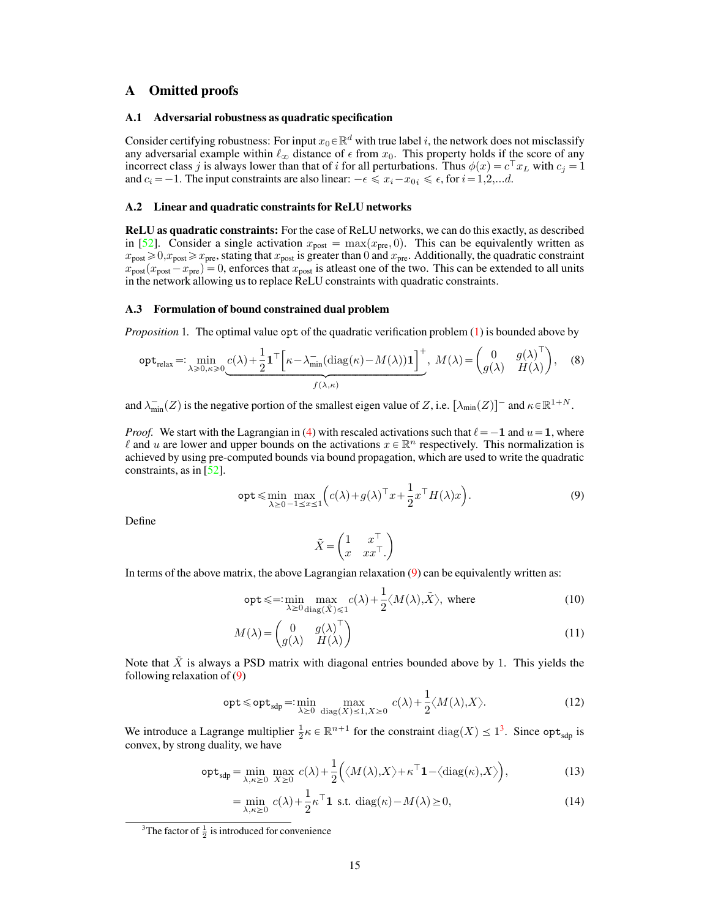# A Omitted proofs

## A.1 Adversarial robustness as quadratic specification

Consider certifying robustness: For input $x_0 \in \mathbb{R}^d$ with true label $i$, the network does not misclassify any adversarial example within $\ell_\infty$ distance of $\epsilon$ from $x_0$. This property holds if the score of any incorrect class $j$ is always lower than that of $i$ for all perturbations. Thus $\phi(x) = c^\top x_L$ with $c_j = 1$ and $c_i = -1$. The input constraints are also linear: $-\epsilon \leqslant x_i - x_{0i} \leqslant \epsilon$, for $i = 1,2,...d$.

## A.2 Linear and quadratic constraints for ReLU networks

**ReLU as quadratic constraints:** For the case of ReLU networks, we can do this exactly, as described in [52]. Consider a single activation $x_{\text{post}} = \max(x_{\text{pre}}, 0)$. This can be equivalently written as $x_{\text{post}} \geqslant 0, x_{\text{post}} \geqslant x_{\text{pre}}$, stating that $x_{\text{post}}$ is greater than 0 and $x_{\text{pre}}$. Additionally, the quadratic constraint $x_{\text{post}}(x_{\text{post}} - x_{\text{pre}}) = 0$, enforces that $x_{\text{post}}$ is atleast one of the two. This can be extended to all units in the network allowing us to replace ReLU constraints with quadratic constraints.

## A.3 Formulation of bound constrained dual problem

*Proposition* 1. The optimal value $\texttt{opt}$ of the quadratic verification problem (1) is bounded above by

$$\texttt{opt}_{\text{relax}} =: \min_{\lambda \geqslant 0, \kappa \geqslant 0} \underbrace{c(\lambda) + \frac{1}{2}\mathbf{1}^\top \Big[\kappa - \lambda^-_{\min}(\text{diag}(\kappa) - M(\lambda))\mathbf{1}\Big]^+}_{f(\lambda,\kappa)}, \; M(\lambda) = \begin{pmatrix} 0 & g(\lambda)^\top \\ g(\lambda) & H(\lambda) \end{pmatrix}, \quad (8)$$

and $\lambda^-_{\min}(Z)$ is the negative portion of the smallest eigen value of $Z$, i.e. $[\lambda_{\min}(Z)]^-$ and $\kappa \in \mathbb{R}^{1+N}$.

*Proof.* We start with the Lagrangian in (4) with rescaled activations such that $\ell = -\mathbf{1}$ and $u = \mathbf{1}$, where $\ell$ and $u$ are lower and upper bounds on the activations $x \in \mathbb{R}^n$ respectively. This normalization is achieved by using pre-computed bounds via bound propagation, which are used to write the quadratic constraints, as in [52].

$$\texttt{opt} \leqslant \min_{\lambda \geq 0} \max_{-1 \leq x \leq 1} \Big(c(\lambda) + g(\lambda)^\top x + \frac{1}{2} x^\top H(\lambda) x\Big). \quad (9)$$

Define

$$\tilde{X} = \begin{pmatrix} 1 & x^\top \\ x & xx^\top. \end{pmatrix}$$

In terms of the above matrix, the above Lagrangian relaxation (9) can be equivalently written as:

$$\texttt{opt} \leqslant =: \min_{\lambda \geq 0} \max_{\text{diag}(\tilde{X}) \leqslant 1} c(\lambda) + \frac{1}{2}\langle M(\lambda), \tilde{X}\rangle, \text{ where} \quad (10)$$

$$M(\lambda) = \begin{pmatrix} 0 & g(\lambda)^\top \\ g(\lambda) & H(\lambda) \end{pmatrix} \quad (11)$$

Note that $\tilde{X}$ is always a PSD matrix with diagonal entries bounded above by 1. This yields the following relaxation of (9)

$$\texttt{opt} \leqslant \texttt{opt}_{\text{sdp}} =: \min_{\lambda \geq 0} \max_{\text{diag}(X) \leq 1, X \succeq 0} c(\lambda) + \frac{1}{2}\langle M(\lambda), X\rangle. \quad (12)$$

We introduce a Lagrange multiplier $\frac{1}{2}\kappa \in \mathbb{R}^{n+1}$ for the constraint $\text{diag}(X) \leq 1$[3]. Since $\texttt{opt}_{\text{sdp}}$ is convex, by strong duality, we have

$$\texttt{opt}_{\text{sdp}} = \min_{\lambda, \kappa \geq 0} \max_{X \succeq 0} c(\lambda) + \frac{1}{2}\Big(\langle M(\lambda), X\rangle + \kappa^\top \mathbf{1} - \langle \text{diag}(\kappa), X\rangle\Big), \quad (13)$$

$$= \min_{\lambda, \kappa \geq 0} c(\lambda) + \frac{1}{2}\kappa^\top \mathbf{1} \text{ s.t. } \text{diag}(\kappa) - M(\lambda) \succeq 0, \quad (14)$$

[3] The factor of $\frac{1}{2}$ is introduced for convenience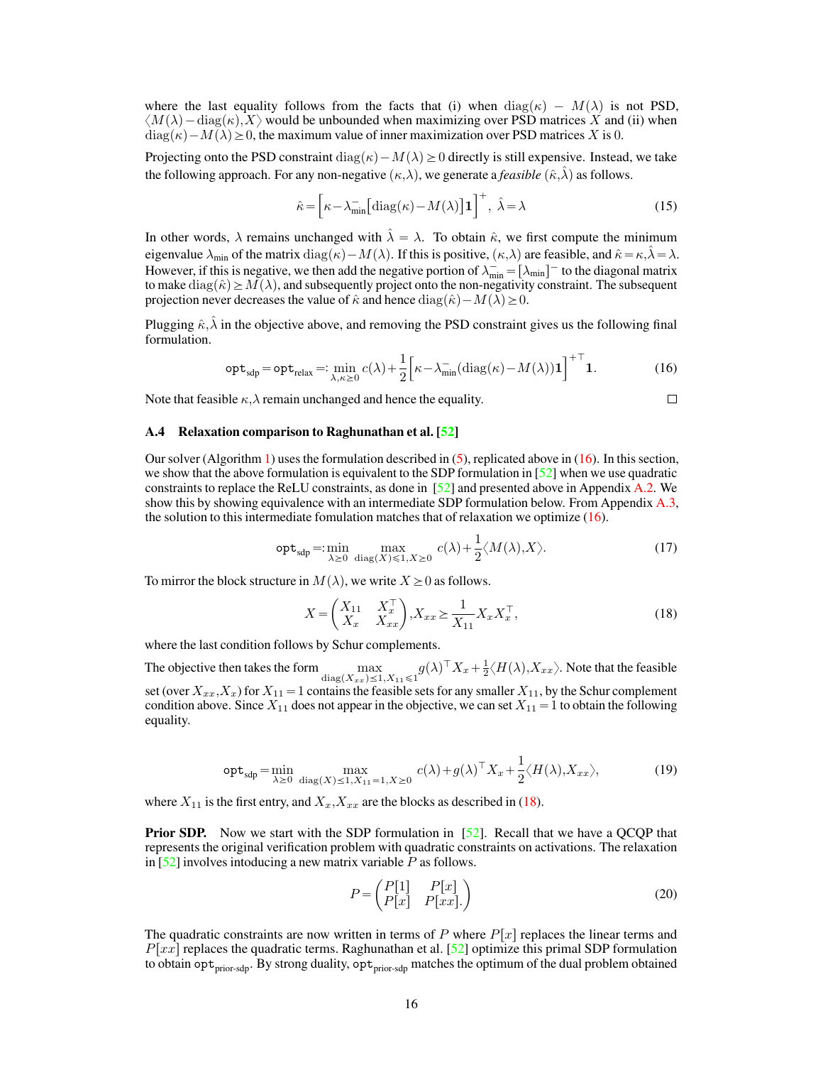where the last equality follows from the facts that (i) when $\mathrm{diag}(\kappa) - M(\lambda)$ is not PSD, $\langle M(\lambda) - \mathrm{diag}(\kappa), X\rangle$ would be unbounded when maximizing over PSD matrices $X$ and (ii) when $\mathrm{diag}(\kappa) - M(\lambda) \succeq 0$, the maximum value of inner maximization over PSD matrices $X$ is 0.

Projecting onto the PSD constraint $\mathrm{diag}(\kappa) - M(\lambda) \succeq 0$ directly is still expensive. Instead, we take the following approach. For any non-negative $(\kappa, \lambda)$, we generate a *feasible* $(\hat{\kappa}, \hat{\lambda})$ as follows.

$$\hat{\kappa} = \Big[\kappa - \lambda_{\min}^{-}\big[\mathrm{diag}(\kappa) - M(\lambda)\big]\mathbf{1}\Big]^{+}, \ \hat{\lambda} = \lambda \tag{15}$$

In other words, $\lambda$ remains unchanged with $\hat{\lambda} = \lambda$. To obtain $\hat{\kappa}$, we first compute the minimum eigenvalue $\lambda_{\min}$ of the matrix $\mathrm{diag}(\kappa) - M(\lambda)$. If this is positive, $(\kappa, \lambda)$ are feasible, and $\hat{\kappa} = \kappa, \hat{\lambda} = \lambda$. However, if this is negative, we then add the negative portion of $\lambda_{\min}^{-} = [\lambda_{\min}]^{-}$ to the diagonal matrix to make $\mathrm{diag}(\hat{\kappa}) \succeq M(\lambda)$, and subsequently project onto the non-negativity constraint. The subsequent projection never decreases the value of $\hat{\kappa}$ and hence $\mathrm{diag}(\hat{\kappa}) - M(\lambda) \succeq 0$.

Plugging $\hat{\kappa}, \hat{\lambda}$ in the objective above, and removing the PSD constraint gives us the following final formulation.

$$\texttt{opt}_{\text{sdp}} = \texttt{opt}_{\text{relax}} =: \min_{\lambda, \kappa \geq 0} c(\lambda) + \frac{1}{2}\Big[\kappa - \lambda_{\min}^{-}(\mathrm{diag}(\kappa) - M(\lambda))\mathbf{1}\Big]^{+\top}\mathbf{1}. \tag{16}$$

Note that feasible $\kappa, \lambda$ remain unchanged and hence the equality. □

### A.4 Relaxation comparison to Raghunathan et al. [52]

Our solver (Algorithm 1) uses the formulation described in (5), replicated above in (16). In this section, we show that the above formulation is equivalent to the SDP formulation in [52] when we use quadratic constraints to replace the ReLU constraints, as done in [52] and presented above in Appendix A.2. We show this by showing equivalence with an intermediate SDP formulation below. From Appendix A.3, the solution to this intermediate fomulation matches that of relaxation we optimize (16).

$$\texttt{opt}_{\text{sdp}} =: \min_{\lambda \geq 0} \max_{\mathrm{diag}(X) \leqslant 1, X \succeq 0} c(\lambda) + \frac{1}{2}\langle M(\lambda), X\rangle. \tag{17}$$

To mirror the block structure in $M(\lambda)$, we write $X \succeq 0$ as follows.

$$X = \begin{pmatrix} X_{11} & X_x^\top \\ X_x & X_{xx} \end{pmatrix}, X_{xx} \succeq \frac{1}{X_{11}} X_x X_x^\top, \tag{18}$$

where the last condition follows by Schur complements.

The objective then takes the form $\max_{\mathrm{diag}(X_{xx}) \leq 1, X_{11} \leqslant 1} g(\lambda)^\top X_x + \frac{1}{2}\langle H(\lambda), X_{xx}\rangle$. Note that the feasible set (over $X_{xx}, X_x$) for $X_{11} = 1$ contains the feasible sets for any smaller $X_{11}$, by the Schur complement condition above. Since $X_{11}$ does not appear in the objective, we can set $X_{11} = 1$ to obtain the following equality.

$$\texttt{opt}_{\text{sdp}} = \min_{\lambda \geq 0} \max_{\mathrm{diag}(X) \leq 1, X_{11} = 1, X \succeq 0} c(\lambda) + g(\lambda)^\top X_x + \frac{1}{2}\langle H(\lambda), X_{xx}\rangle, \tag{19}$$

where $X_{11}$ is the first entry, and $X_x, X_{xx}$ are the blocks as described in (18).

**Prior SDP.** Now we start with the SDP formulation in [52]. Recall that we have a QCQP that represents the original verification problem with quadratic constraints on activations. The relaxation in [52] involves intoducing a new matrix variable $P$ as follows.

$$P = \begin{pmatrix} P[1] & P[x] \\ P[x] & P[xx]. \end{pmatrix} \tag{20}$$

The quadratic constraints are now written in terms of $P$ where $P[x]$ replaces the linear terms and $P[xx]$ replaces the quadratic terms. Raghunathan et al. [52] optimize this primal SDP formulation to obtain $\texttt{opt}_{\text{prior-sdp}}$. By strong duality, $\texttt{opt}_{\text{prior-sdp}}$ matches the optimum of the dual problem obtained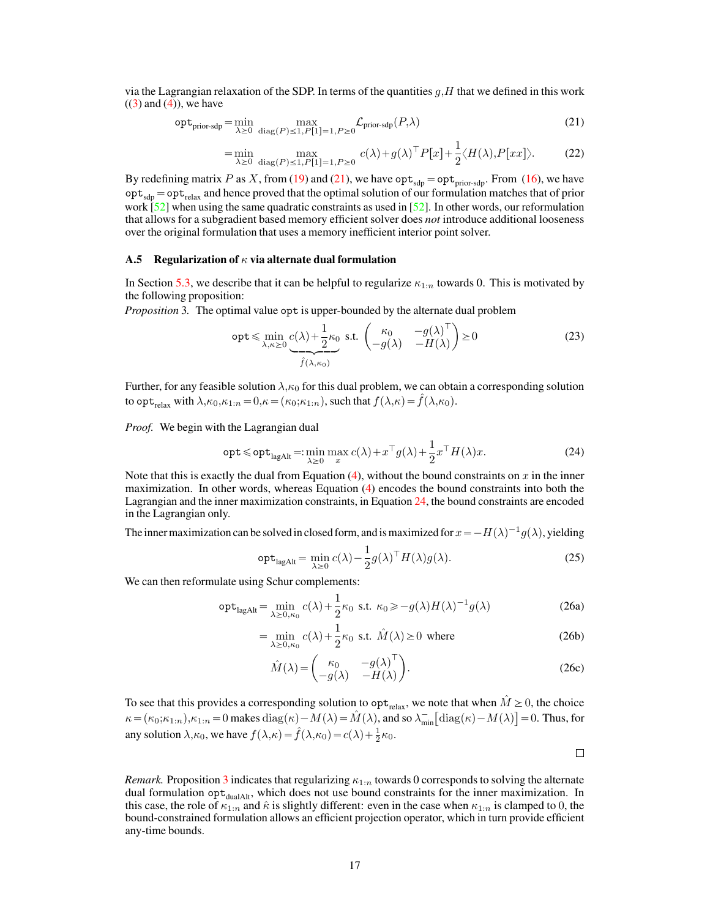via the Lagrangian relaxation of the SDP. In terms of the quantities $g, H$ that we defined in this work ((3) and (4)), we have

$$\texttt{opt}_{\text{prior-sdp}} = \min_{\lambda \geq 0} \max_{\text{diag}(P) \leq 1, P[1]=1, P \succeq 0} \mathcal{L}_{\text{prior-sdp}}(P, \lambda) \tag{21}$$

$$= \min_{\lambda \geq 0} \max_{\text{diag}(P) \leq 1, P[1]=1, P \succeq 0} c(\lambda) + g(\lambda)^\top P[x] + \frac{1}{2} \langle H(\lambda), P[xx] \rangle. \tag{22}$$

By redefining matrix $P$ as $X$, from (19) and (21), we have $\texttt{opt}_{\text{sdp}} = \texttt{opt}_{\text{prior-sdp}}$. From (16), we have $\texttt{opt}_{\text{sdp}} = \texttt{opt}_{\text{relax}}$ and hence proved that the optimal solution of our formulation matches that of prior work [52] when using the same quadratic constraints as used in [52]. In other words, our reformulation that allows for a subgradient based memory efficient solver does *not* introduce additional looseness over the original formulation that uses a memory inefficient interior point solver.

### A.5 Regularization of $\kappa$ via alternate dual formulation

In Section 5.3, we describe that it can be helpful to regularize $\kappa_{1:n}$ towards 0. This is motivated by the following proposition:

*Proposition* 3. The optimal value $\texttt{opt}$ is upper-bounded by the alternate dual problem

$$\texttt{opt} \leqslant \min_{\lambda, \kappa \geq 0} \underbrace{c(\lambda) + \frac{1}{2}\kappa_0}_{\hat{f}(\lambda, \kappa_0)} \text{ s.t. } \begin{pmatrix} \kappa_0 & -g(\lambda)^\top \\ -g(\lambda) & -H(\lambda) \end{pmatrix} \succeq 0 \tag{23}$$

Further, for any feasible solution $\lambda, \kappa_0$ for this dual problem, we can obtain a corresponding solution to $\texttt{opt}_{\text{relax}}$ with $\lambda, \kappa_0, \kappa_{1:n} = 0, \kappa = (\kappa_0; \kappa_{1:n})$, such that $f(\lambda, \kappa) = \hat{f}(\lambda, \kappa_0)$.

*Proof.* We begin with the Lagrangian dual

$$\texttt{opt} \leqslant \texttt{opt}_{\text{lagAlt}} =: \min_{\lambda \geq 0} \max_{x} c(\lambda) + x^\top g(\lambda) + \frac{1}{2} x^\top H(\lambda) x. \tag{24}$$

Note that this is exactly the dual from Equation (4), without the bound constraints on $x$ in the inner maximization. In other words, whereas Equation (4) encodes the bound constraints into both the Lagrangian and the inner maximization constraints, in Equation 24, the bound constraints are encoded in the Lagrangian only.

The inner maximization can be solved in closed form, and is maximized for $x = -H(\lambda)^{-1} g(\lambda)$, yielding

$$\texttt{opt}_{\text{lagAlt}} = \min_{\lambda \geq 0} c(\lambda) - \frac{1}{2} g(\lambda)^\top H(\lambda) g(\lambda). \tag{25}$$

We can then reformulate using Schur complements:

$$\texttt{opt}_{\text{lagAlt}} = \min_{\lambda \geq 0, \kappa_0} c(\lambda) + \frac{1}{2}\kappa_0 \text{ s.t. } \kappa_0 \geqslant -g(\lambda) H(\lambda)^{-1} g(\lambda) \tag{26a}$$

$$= \min_{\lambda \geq 0, \kappa_0} c(\lambda) + \frac{1}{2}\kappa_0 \text{ s.t. } \hat{M}(\lambda) \succeq 0 \text{ where} \tag{26b}$$

$$\hat{M}(\lambda) = \begin{pmatrix} \kappa_0 & -g(\lambda)^\top \\ -g(\lambda) & -H(\lambda) \end{pmatrix}. \tag{26c}$$

To see that this provides a corresponding solution to $\texttt{opt}_{\text{relax}}$, we note that when $\hat{M} \succeq 0$, the choice $\kappa = (\kappa_0; \kappa_{1:n}), \kappa_{1:n} = 0$ makes $\text{diag}(\kappa) - M(\lambda) = \hat{M}(\lambda)$, and so $\lambda^-_{\min}[\text{diag}(\kappa) - M(\lambda)] = 0$. Thus, for any solution $\lambda, \kappa_0$, we have $f(\lambda, \kappa) = \hat{f}(\lambda, \kappa_0) = c(\lambda) + \frac{1}{2}\kappa_0$.

□

*Remark.* Proposition 3 indicates that regularizing $\kappa_{1:n}$ towards 0 corresponds to solving the alternate dual formulation $\texttt{opt}_{\text{dualAlt}}$, which does not use bound constraints for the inner maximization. In this case, the role of $\kappa_{1:n}$ and $\hat{\kappa}$ is slightly different: even in the case when $\kappa_{1:n}$ is clamped to 0, the bound-constrained formulation allows an efficient projection operator, which in turn provide efficient any-time bounds.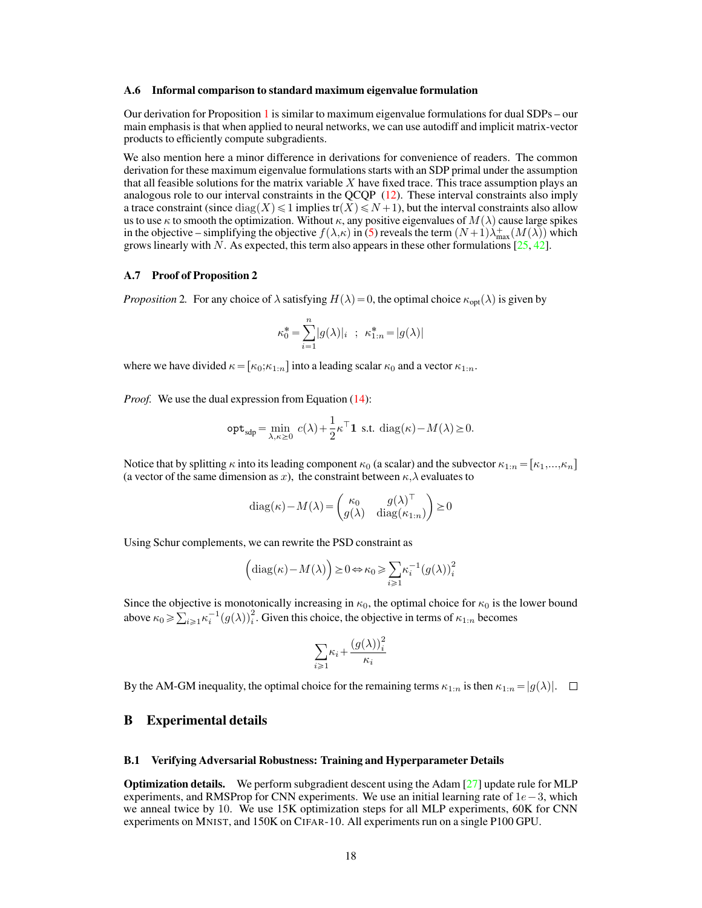### A.6 Informal comparison to standard maximum eigenvalue formulation

Our derivation for Proposition 1 is similar to maximum eigenvalue formulations for dual SDPs – our main emphasis is that when applied to neural networks, we can use autodiff and implicit matrix-vector products to efficiently compute subgradients.

We also mention here a minor difference in derivations for convenience of readers. The common derivation for these maximum eigenvalue formulations starts with an SDP primal under the assumption that all feasible solutions for the matrix variable $X$ have fixed trace. This trace assumption plays an analogous role to our interval constraints in the QCQP (12). These interval constraints also imply a trace constraint (since $\text{diag}(X) \leqslant 1$ implies $\text{tr}(X) \leqslant N+1$), but the interval constraints also allow us to use $\kappa$ to smooth the optimization. Without $\kappa$, any positive eigenvalues of $M(\lambda)$ cause large spikes in the objective – simplifying the objective $f(\lambda,\kappa)$ in (5) reveals the term $(N+1)\lambda^{+}_{\max}(M(\lambda))$ which grows linearly with $N$. As expected, this term also appears in these other formulations [25, 42].

### A.7 Proof of Proposition 2

*Proposition* 2. For any choice of $\lambda$ satisfying $H(\lambda)=0$, the optimal choice $\kappa_{\text{opt}}(\lambda)$ is given by

$$\kappa_0^* = \sum_{i=1}^{n} |g(\lambda)|_i \quad ; \quad \kappa_{1:n}^* = |g(\lambda)|$$

where we have divided $\kappa = [\kappa_0; \kappa_{1:n}]$ into a leading scalar $\kappa_0$ and a vector $\kappa_{1:n}$.

*Proof.* We use the dual expression from Equation (14):

$$\texttt{opt}_{\text{sdp}} = \min_{\lambda,\kappa \geq 0} \; c(\lambda) + \frac{1}{2}\kappa^\top \mathbf{1} \;\; \text{s.t.} \;\; \text{diag}(\kappa) - M(\lambda) \succeq 0.$$

Notice that by splitting $\kappa$ into its leading component $\kappa_0$ (a scalar) and the subvector $\kappa_{1:n} = [\kappa_1, \ldots, \kappa_n]$ (a vector of the same dimension as $x$), the constraint between $\kappa, \lambda$ evaluates to

$$\text{diag}(\kappa) - M(\lambda) = \begin{pmatrix} \kappa_0 & g(\lambda)^\top \\ g(\lambda) & \text{diag}(\kappa_{1:n}) \end{pmatrix} \succeq 0$$

Using Schur complements, we can rewrite the PSD constraint as

$$\Big(\text{diag}(\kappa) - M(\lambda)\Big) \succeq 0 \Leftrightarrow \kappa_0 \geqslant \sum_{i \geqslant 1} \kappa_i^{-1} (g(\lambda))_i^2$$

Since the objective is monotonically increasing in $\kappa_0$, the optimal choice for $\kappa_0$ is the lower bound above $\kappa_0 \geqslant \sum_{i \geqslant 1} \kappa_i^{-1} (g(\lambda))_i^2$. Given this choice, the objective in terms of $\kappa_{1:n}$ becomes

$$\sum_{i \geqslant 1} \kappa_i + \frac{(g(\lambda))_i^2}{\kappa_i}$$

By the AM-GM inequality, the optimal choice for the remaining terms $\kappa_{1:n}$ is then $\kappa_{1:n} = |g(\lambda)|$. $\square$

## B Experimental details

### B.1 Verifying Adversarial Robustness: Training and Hyperparameter Details

**Optimization details.** We perform subgradient descent using the Adam [27] update rule for MLP experiments, and RMSProp for CNN experiments. We use an initial learning rate of $1e-3$, which we anneal twice by 10. We use 15K optimization steps for all MLP experiments, 60K for CNN experiments on MNIST, and 150K on CIFAR-10. All experiments run on a single P100 GPU.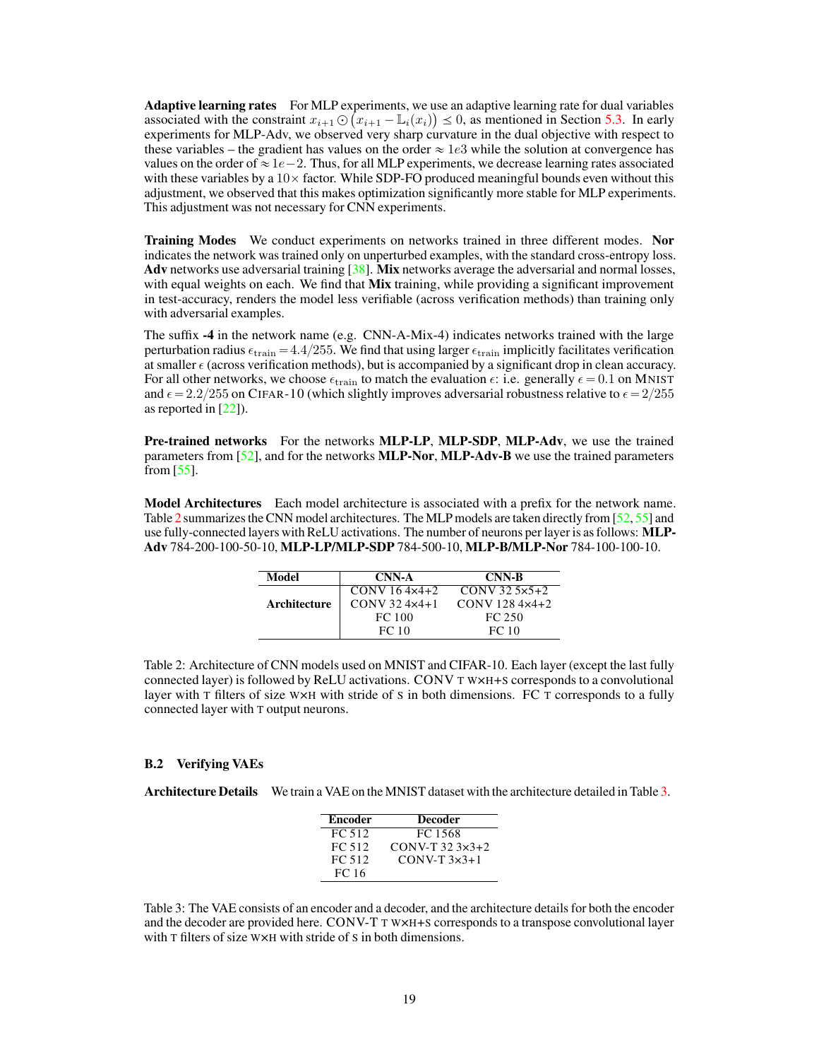**Adaptive learning rates** For MLP experiments, we use an adaptive learning rate for dual variables associated with the constraint $x_{i+1} \odot \left(x_{i+1} - \mathbb{L}_i(x_i)\right) \leq 0$, as mentioned in Section 5.3. In early experiments for MLP-Adv, we observed very sharp curvature in the dual objective with respect to these variables – the gradient has values on the order $\approx 1e3$ while the solution at convergence has values on the order of $\approx 1e{-2}$. Thus, for all MLP experiments, we decrease learning rates associated with these variables by a $10\times$ factor. While SDP-FO produced meaningful bounds even without this adjustment, we observed that this makes optimization significantly more stable for MLP experiments. This adjustment was not necessary for CNN experiments.

**Training Modes** We conduct experiments on networks trained in three different modes. **Nor** indicates the network was trained only on unperturbed examples, with the standard cross-entropy loss. **Adv** networks use adversarial training [38]. **Mix** networks average the adversarial and normal losses, with equal weights on each. We find that **Mix** training, while providing a significant improvement in test-accuracy, renders the model less verifiable (across verification methods) than training only with adversarial examples.

The suffix **-4** in the network name (e.g. CNN-A-Mix-4) indicates networks trained with the large perturbation radius $\epsilon_{\text{train}} = 4.4/255$. We find that using larger $\epsilon_{\text{train}}$ implicitly facilitates verification at smaller $\epsilon$ (across verification methods), but is accompanied by a significant drop in clean accuracy. For all other networks, we choose $\epsilon_{\text{train}}$ to match the evaluation $\epsilon$: i.e. generally $\epsilon = 0.1$ on MNIST and $\epsilon = 2.2/255$ on CIFAR-10 (which slightly improves adversarial robustness relative to $\epsilon = 2/255$ as reported in [22]).

**Pre-trained networks** For the networks **MLP-LP**, **MLP-SDP**, **MLP-Adv**, we use the trained parameters from [52], and for the networks **MLP-Nor**, **MLP-Adv-B** we use the trained parameters from [55].

**Model Architectures** Each model architecture is associated with a prefix for the network name. Table 2 summarizes the CNN model architectures. The MLP models are taken directly from [52, 55] and use fully-connected layers with ReLU activations. The number of neurons per layer is as follows: **MLP-Adv** 784-200-100-50-10, **MLP-LP/MLP-SDP** 784-500-10, **MLP-B/MLP-Nor** 784-100-100-10.

| Model | CNN-A | CNN-B |
|---|---|---|
| Architecture | CONV 16 4×4+2 | CONV 32 5×5+2 |
| | CONV 32 4×4+1 | CONV 128 4×4+2 |
| | FC 100 | FC 250 |
| | FC 10 | FC 10 |

Table 2: Architecture of CNN models used on MNIST and CIFAR-10. Each layer (except the last fully connected layer) is followed by ReLU activations. CONV T W×H+S corresponds to a convolutional layer with T filters of size W×H with stride of S in both dimensions. FC T corresponds to a fully connected layer with T output neurons.

### B.2 Verifying VAEs

**Architecture Details** We train a VAE on the MNIST dataset with the architecture detailed in Table 3.

| Encoder | Decoder |
|---|---|
| FC 512 | FC 1568 |
| FC 512 | CONV-T 32 3×3+2 |
| FC 512 | CONV-T 3×3+1 |
| FC 16 | |

Table 3: The VAE consists of an encoder and a decoder, and the architecture details for both the encoder and the decoder are provided here. CONV-T T W×H+S corresponds to a transpose convolutional layer with T filters of size W×H with stride of S in both dimensions.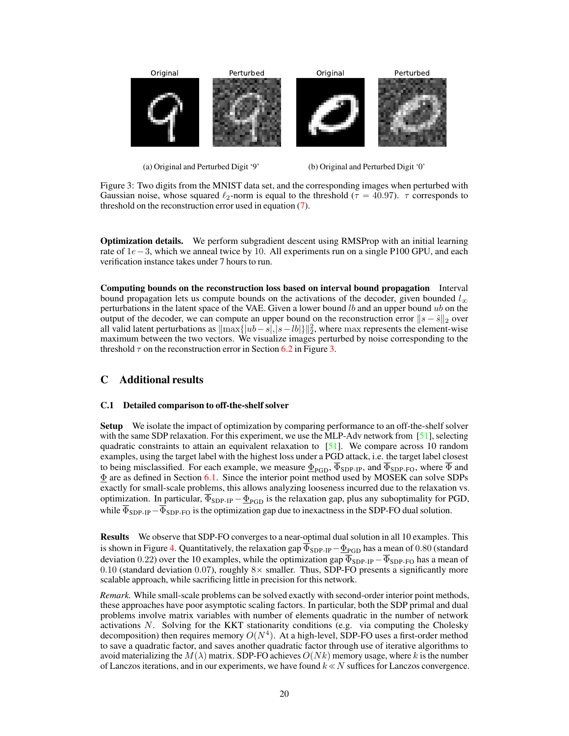Original Perturbed Original Perturbed

(a) Original and Perturbed Digit '9'

(b) Original and Perturbed Digit '0'

Figure 3: Two digits from the MNIST data set, and the corresponding images when perturbed with Gaussian noise, whose squared $\ell_2$-norm is equal to the threshold ($\tau = 40.97$). $\tau$ corresponds to threshold on the reconstruction error used in equation (7).

**Optimization details.** We perform subgradient descent using RMSProp with an initial learning rate of $1e-3$, which we anneal twice by 10. All experiments run on a single P100 GPU, and each verification instance takes under 7 hours to run.

**Computing bounds on the reconstruction loss based on interval bound propagation** Interval bound propagation lets us compute bounds on the activations of the decoder, given bounded $l_\infty$ perturbations in the latent space of the VAE. Given a lower bound $lb$ and an upper bound $ub$ on the output of the decoder, we can compute an upper bound on the reconstruction error $\|s - \hat{s}\|_2$ over all valid latent perturbations as $\|\max\{|ub-s|,|s-lb|\}\|_2^2$, where max represents the element-wise maximum between the two vectors. We visualize images perturbed by noise corresponding to the threshold $\tau$ on the reconstruction error in Section 6.2 in Figure 3.

## C Additional results

### C.1 Detailed comparison to off-the-shelf solver

**Setup** We isolate the impact of optimization by comparing performance to an off-the-shelf solver with the same SDP relaxation. For this experiment, we use the MLP-Adv network from [51], selecting quadratic constraints to attain an equivalent relaxation to [51]. We compare across 10 random examples, using the target label with the highest loss under a PGD attack, i.e. the target label closest to being misclassified. For each example, we measure $\underline{\Phi}_{\text{PGD}}$, $\overline{\Phi}_{\text{SDP-IP}}$, and $\overline{\Phi}_{\text{SDP-FO}}$, where $\overline{\Phi}$ and $\underline{\Phi}$ are as defined in Section 6.1. Since the interior point method used by MOSEK can solve SDPs exactly for small-scale problems, this allows analyzing looseness incurred due to the relaxation vs. optimization. In particular, $\overline{\Phi}_{\text{SDP-IP}} - \underline{\Phi}_{\text{PGD}}$ is the relaxation gap, plus any suboptimality for PGD, while $\overline{\Phi}_{\text{SDP-IP}} - \overline{\Phi}_{\text{SDP-FO}}$ is the optimization gap due to inexactness in the SDP-FO dual solution.

**Results** We observe that SDP-FO converges to a near-optimal dual solution in all 10 examples. This is shown in Figure 4. Quantitatively, the relaxation gap $\overline{\Phi}_{\text{SDP-IP}} - \underline{\Phi}_{\text{PGD}}$ has a mean of 0.80 (standard deviation 0.22) over the 10 examples, while the optimization gap $\overline{\Phi}_{\text{SDP-IP}} - \overline{\Phi}_{\text{SDP-FO}}$ has a mean of 0.10 (standard deviation 0.07), roughly $8\times$ smaller. Thus, SDP-FO presents a significantly more scalable approach, while sacrificing little in precision for this network.

*Remark.* While small-scale problems can be solved exactly with second-order interior point methods, these approaches have poor asymptotic scaling factors. In particular, both the SDP primal and dual problems involve matrix variables with number of elements quadratic in the number of network activations $N$. Solving for the KKT stationarity conditions (e.g. via computing the Cholesky decomposition) then requires memory $O(N^4)$. At a high-level, SDP-FO uses a first-order method to save a quadratic factor, and saves another quadratic factor through use of iterative algorithms to avoid materializing the $M(\lambda)$ matrix. SDP-FO achieves $O(Nk)$ memory usage, where $k$ is the number of Lanczos iterations, and in our experiments, we have found $k \ll N$ suffices for Lanczos convergence.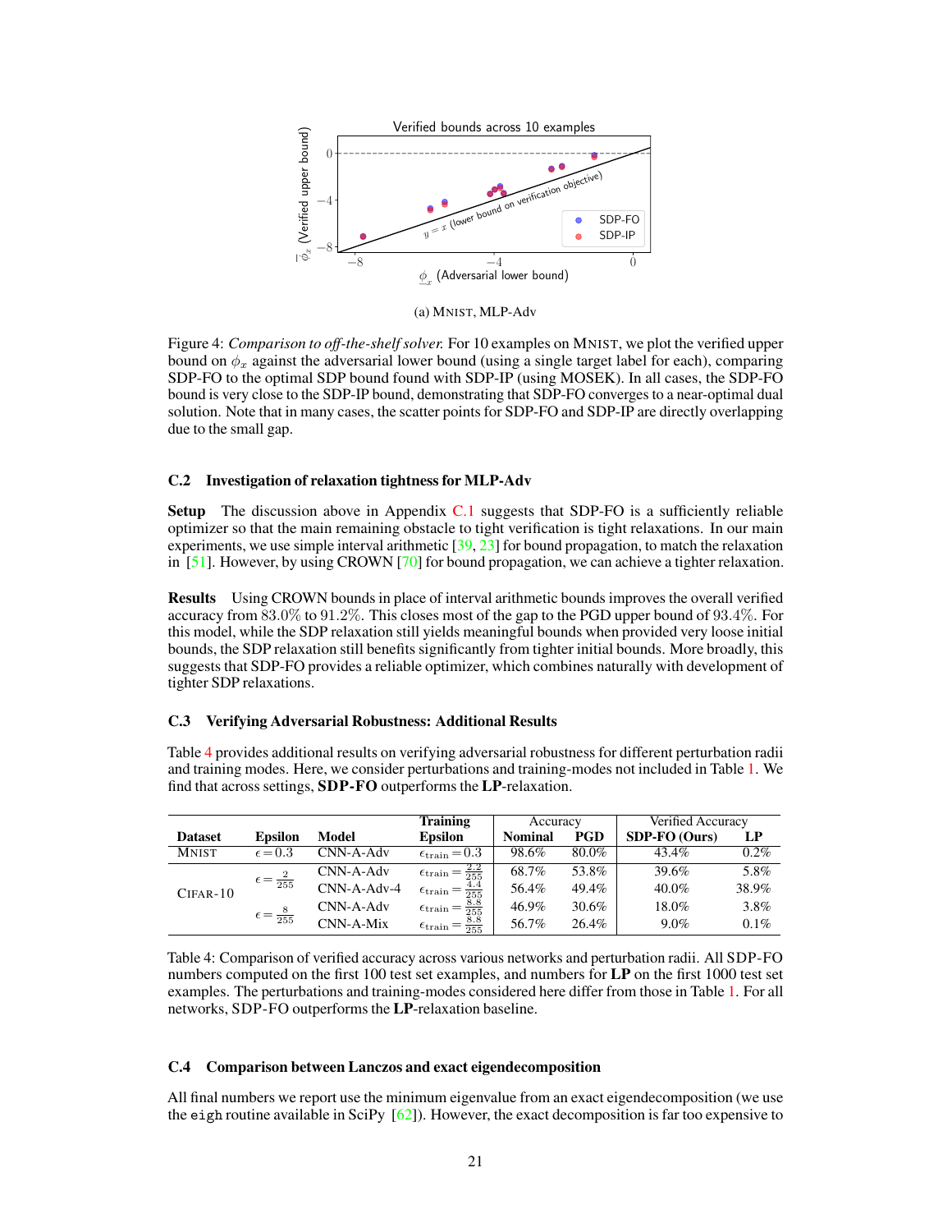(a) MNIST, MLP-Adv

Figure 4: *Comparison to off-the-shelf solver.* For 10 examples on MNIST, we plot the verified upper bound on $\phi_x$ against the adversarial lower bound (using a single target label for each), comparing SDP-FO to the optimal SDP bound found with SDP-IP (using MOSEK). In all cases, the SDP-FO bound is very close to the SDP-IP bound, demonstrating that SDP-FO converges to a near-optimal dual solution. Note that in many cases, the scatter points for SDP-FO and SDP-IP are directly overlapping due to the small gap.

### C.2 Investigation of relaxation tightness for MLP-Adv

**Setup** The discussion above in Appendix C.1 suggests that SDP-FO is a sufficiently reliable optimizer so that the main remaining obstacle to tight verification is tight relaxations. In our main experiments, we use simple interval arithmetic [39, 23] for bound propagation, to match the relaxation in [51]. However, by using CROWN [70] for bound propagation, we can achieve a tighter relaxation.

**Results** Using CROWN bounds in place of interval arithmetic bounds improves the overall verified accuracy from $83.0\%$ to $91.2\%$. This closes most of the gap to the PGD upper bound of $93.4\%$. For this model, while the SDP relaxation still yields meaningful bounds when provided very loose initial bounds, the SDP relaxation still benefits significantly from tighter initial bounds. More broadly, this suggests that SDP-FO provides a reliable optimizer, which combines naturally with development of tighter SDP relaxations.

### C.3 Verifying Adversarial Robustness: Additional Results

Table 4 provides additional results on verifying adversarial robustness for different perturbation radii and training modes. Here, we consider perturbations and training-modes not included in Table 1. We find that across settings, **SDP-FO** outperforms the **LP**-relaxation.

| Dataset | Epsilon | Model | Training Epsilon | Accuracy | | Verified Accuracy | |
|---|---|---|---|---|---|---|---|
| | | | | Nominal | PGD | SDP-FO (Ours) | LP |
| MNIST | $\epsilon = 0.3$ | CNN-A-Adv | $\epsilon_{\text{train}} = 0.3$ | 98.6% | 80.0% | 43.4% | 0.2% |
| CIFAR-10 | $\epsilon = \frac{2}{255}$ | CNN-A-Adv | $\epsilon_{\text{train}} = \frac{2.2}{255}$ | 68.7% | 53.8% | 39.6% | 5.8% |
| | | CNN-A-Adv-4 | $\epsilon_{\text{train}} = \frac{4.4}{255}$ | 56.4% | 49.4% | 40.0% | 38.9% |
| | $\epsilon = \frac{8}{255}$ | CNN-A-Adv | $\epsilon_{\text{train}} = \frac{8.8}{255}$ | 46.9% | 30.6% | 18.0% | 3.8% |
| | | CNN-A-Mix | $\epsilon_{\text{train}} = \frac{8.8}{255}$ | 56.7% | 26.4% | 9.0% | 0.1% |

Table 4: Comparison of verified accuracy across various networks and perturbation radii. All SDP-FO numbers computed on the first 100 test set examples, and numbers for **LP** on the first 1000 test set examples. The perturbations and training-modes considered here differ from those in Table 1. For all networks, SDP-FO outperforms the **LP**-relaxation baseline.

### C.4 Comparison between Lanczos and exact eigendecomposition

All final numbers we report use the minimum eigenvalue from an exact eigendecomposition (we use the `eigh` routine available in SciPy [62]). However, the exact decomposition is far too expensive to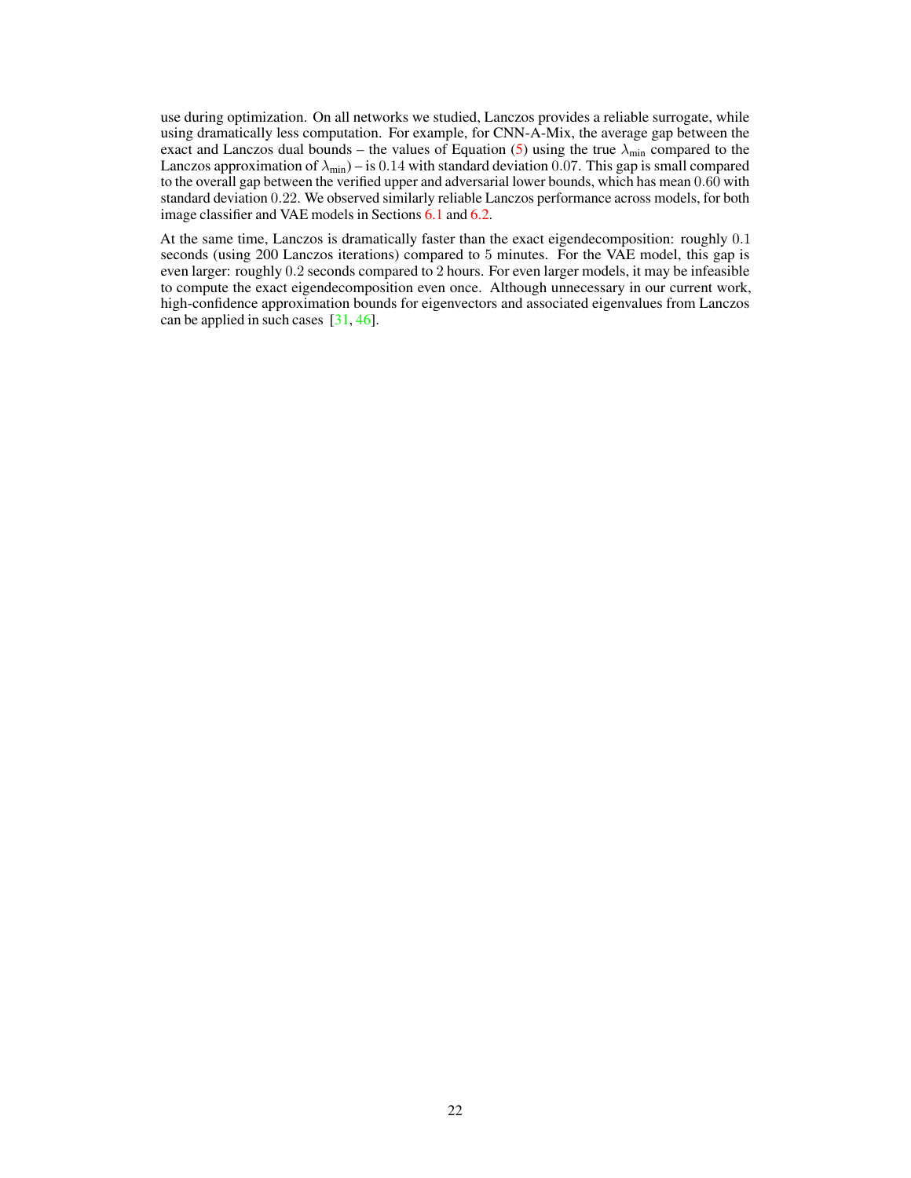use during optimization. On all networks we studied, Lanczos provides a reliable surrogate, while using dramatically less computation. For example, for CNN-A-Mix, the average gap between the exact and Lanczos dual bounds – the values of Equation (5) using the true $\lambda_{\text{min}}$ compared to the Lanczos approximation of $\lambda_{\text{min}}$) – is $0.14$ with standard deviation $0.07$. This gap is small compared to the overall gap between the verified upper and adversarial lower bounds, which has mean $0.60$ with standard deviation $0.22$. We observed similarly reliable Lanczos performance across models, for both image classifier and VAE models in Sections 6.1 and 6.2.

At the same time, Lanczos is dramatically faster than the exact eigendecomposition: roughly $0.1$ seconds (using 200 Lanczos iterations) compared to $5$ minutes. For the VAE model, this gap is even larger: roughly $0.2$ seconds compared to $2$ hours. For even larger models, it may be infeasible to compute the exact eigendecomposition even once. Although unnecessary in our current work, high-confidence approximation bounds for eigenvectors and associated eigenvalues from Lanczos can be applied in such cases [31, 46].